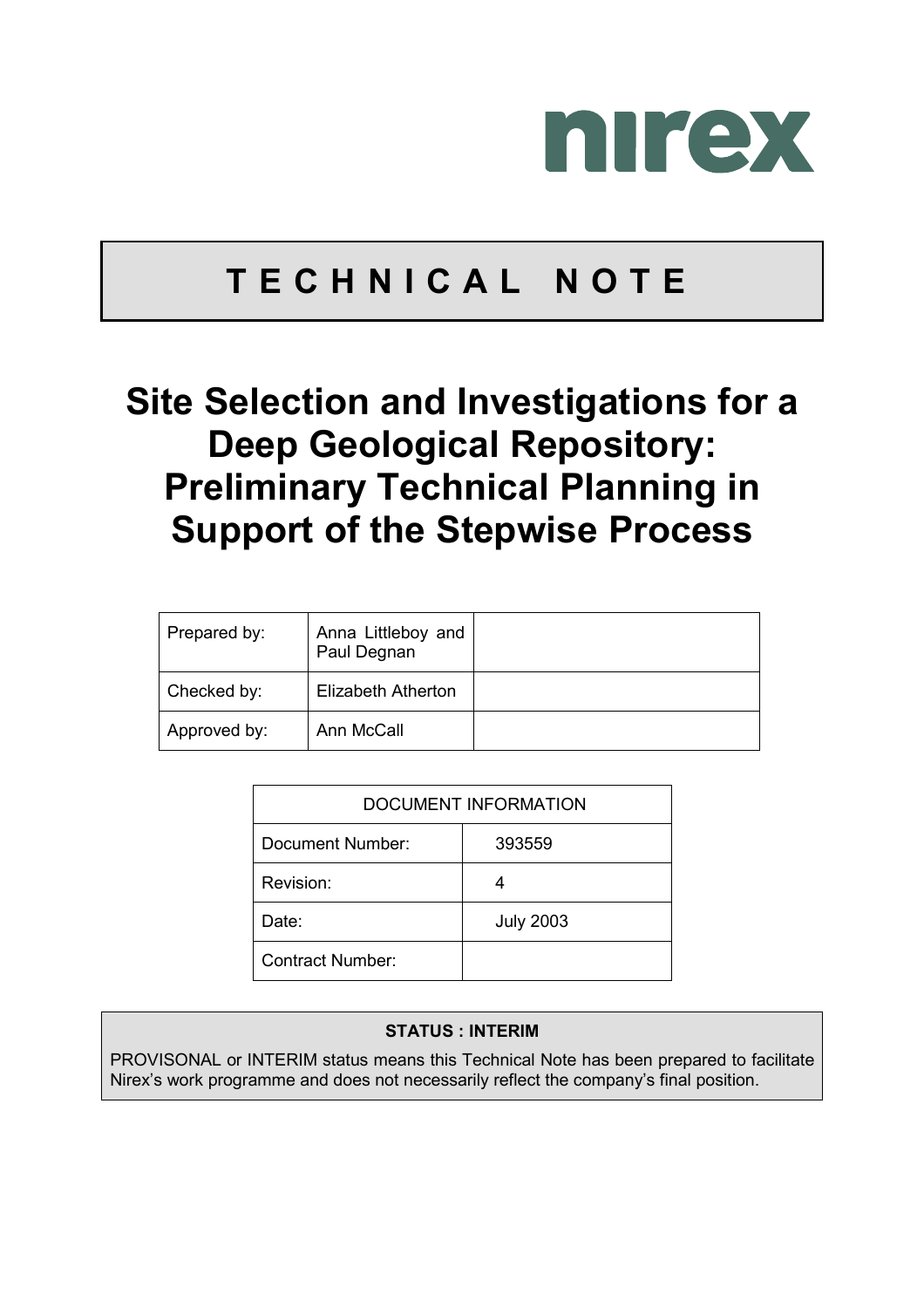nirex

# TECHNICAL NOTE

# Site Selection and Investigations for a Deep Geological Repository: Preliminary Technical Planning in Support of the Stepwise Process

| | | |
|---|---|---|
| Prepared by: | Anna Littleboy and Paul Degnan | |
| Checked by: | Elizabeth Atherton | |
| Approved by: | Ann McCall | |

| DOCUMENT INFORMATION | |
|---|---|
| Document Number: | 393559 |
| Revision: | 4 |
| Date: | July 2003 |
| Contract Number: | |

**STATUS : INTERIM**

PROVISONAL or INTERIM status means this Technical Note has been prepared to facilitate Nirex's work programme and does not necessarily reflect the company's final position.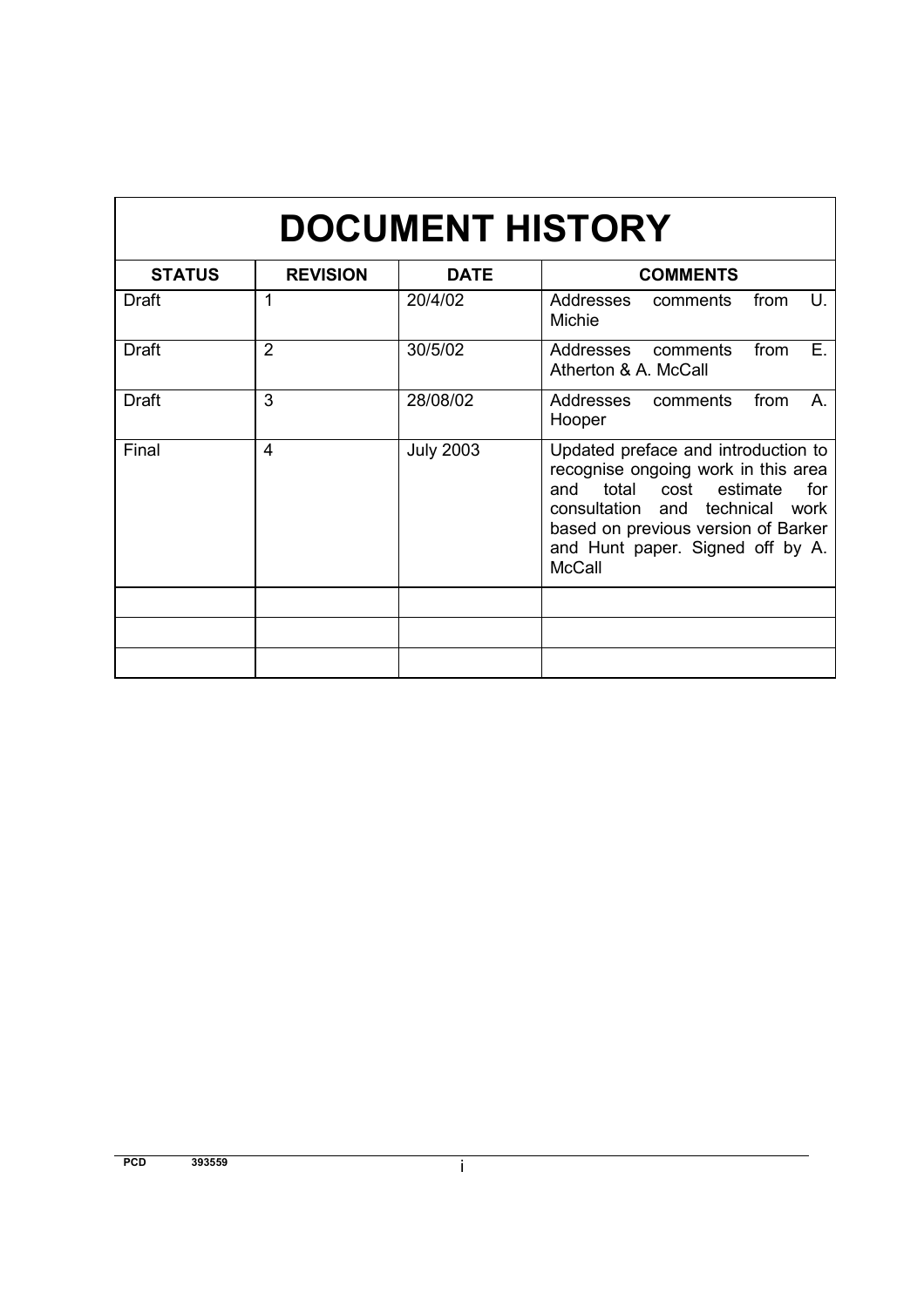# DOCUMENT HISTORY

| STATUS | REVISION | DATE | COMMENTS |
|---|---|---|---|
| Draft | 1 | 20/4/02 | Addresses comments from U. Michie |
| Draft | 2 | 30/5/02 | Addresses comments from E. Atherton & A. McCall |
| Draft | 3 | 28/08/02 | Addresses comments from A. Hooper |
| Final | 4 | July 2003 | Updated preface and introduction to recognise ongoing work in this area and total cost estimate for consultation and technical work based on previous version of Barker and Hunt paper. Signed off by A. McCall |
| | | | |
| | | | |
| | | | |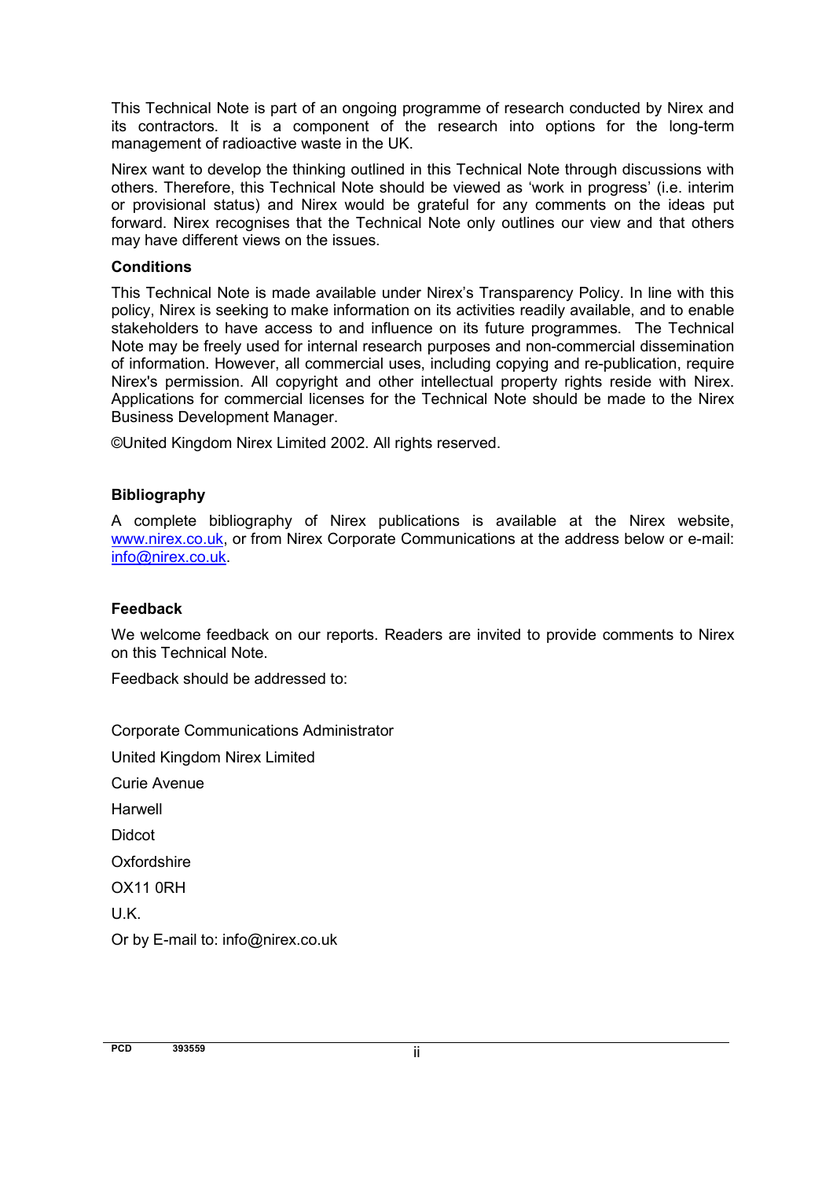This Technical Note is part of an ongoing programme of research conducted by Nirex and its contractors. It is a component of the research into options for the long-term management of radioactive waste in the UK.

Nirex want to develop the thinking outlined in this Technical Note through discussions with others. Therefore, this Technical Note should be viewed as 'work in progress' (i.e. interim or provisional status) and Nirex would be grateful for any comments on the ideas put forward. Nirex recognises that the Technical Note only outlines our view and that others may have different views on the issues.

**Conditions**

This Technical Note is made available under Nirex's Transparency Policy. In line with this policy, Nirex is seeking to make information on its activities readily available, and to enable stakeholders to have access to and influence on its future programmes. The Technical Note may be freely used for internal research purposes and non-commercial dissemination of information. However, all commercial uses, including copying and re-publication, require Nirex's permission. All copyright and other intellectual property rights reside with Nirex. Applications for commercial licenses for the Technical Note should be made to the Nirex Business Development Manager.

©United Kingdom Nirex Limited 2002. All rights reserved.

**Bibliography**

A complete bibliography of Nirex publications is available at the Nirex website, www.nirex.co.uk, or from Nirex Corporate Communications at the address below or e-mail: info@nirex.co.uk.

**Feedback**

We welcome feedback on our reports. Readers are invited to provide comments to Nirex on this Technical Note.

Feedback should be addressed to:

Corporate Communications Administrator

United Kingdom Nirex Limited

Curie Avenue

Harwell

Didcot

Oxfordshire

OX11 0RH

U.K.

Or by E-mail to: info@nirex.co.uk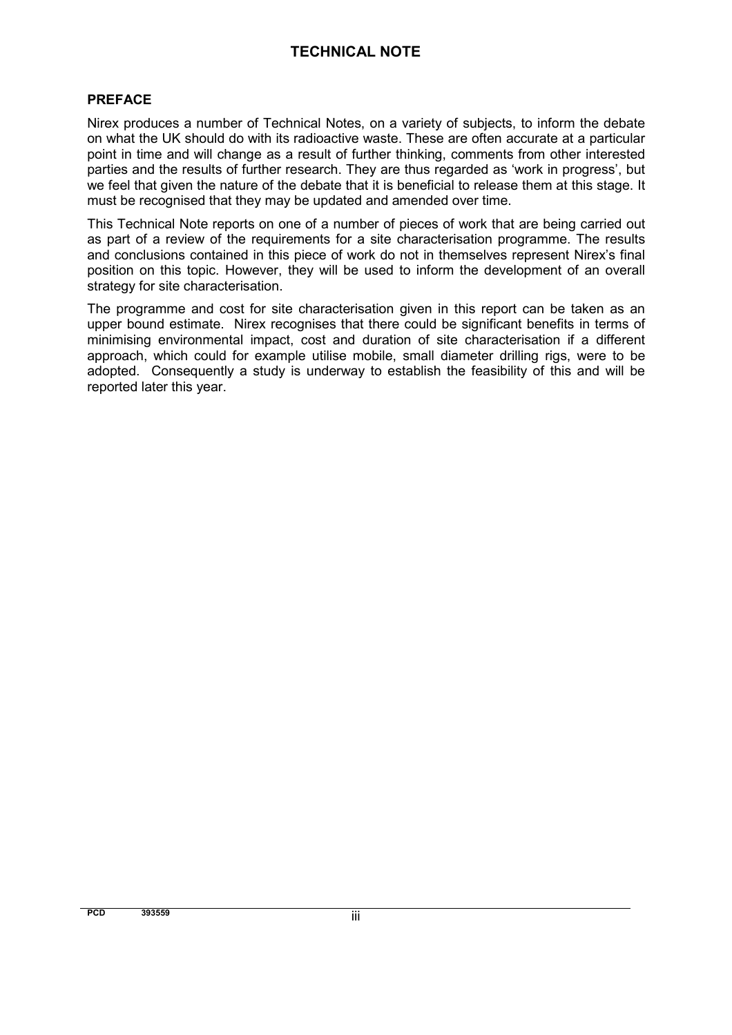# TECHNICAL NOTE

## PREFACE

Nirex produces a number of Technical Notes, on a variety of subjects, to inform the debate on what the UK should do with its radioactive waste. These are often accurate at a particular point in time and will change as a result of further thinking, comments from other interested parties and the results of further research. They are thus regarded as 'work in progress', but we feel that given the nature of the debate that it is beneficial to release them at this stage. It must be recognised that they may be updated and amended over time.

This Technical Note reports on one of a number of pieces of work that are being carried out as part of a review of the requirements for a site characterisation programme. The results and conclusions contained in this piece of work do not in themselves represent Nirex's final position on this topic. However, they will be used to inform the development of an overall strategy for site characterisation.

The programme and cost for site characterisation given in this report can be taken as an upper bound estimate. Nirex recognises that there could be significant benefits in terms of minimising environmental impact, cost and duration of site characterisation if a different approach, which could for example utilise mobile, small diameter drilling rigs, were to be adopted. Consequently a study is underway to establish the feasibility of this and will be reported later this year.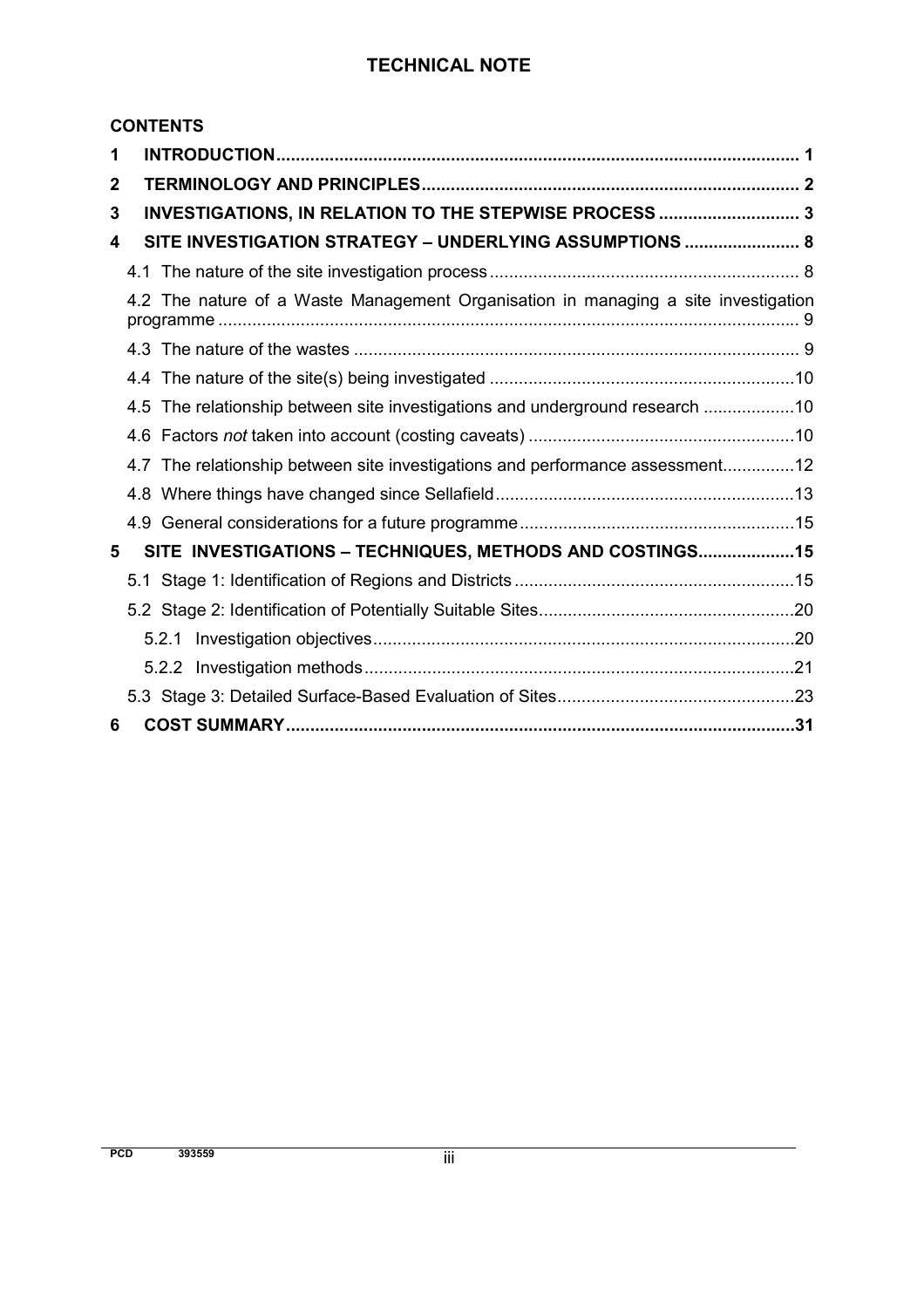# TECHNICAL NOTE

## CONTENTS

| | | |
|---|---|---|
| **1** | **INTRODUCTION** | **1** |
| **2** | **TERMINOLOGY AND PRINCIPLES** | **2** |
| **3** | **INVESTIGATIONS, IN RELATION TO THE STEPWISE PROCESS** | **3** |
| **4** | **SITE INVESTIGATION STRATEGY – UNDERLYING ASSUMPTIONS** | **8** |
| | 4.1 The nature of the site investigation process | 8 |
| | 4.2 The nature of a Waste Management Organisation in managing a site investigation programme | 9 |
| | 4.3 The nature of the wastes | 9 |
| | 4.4 The nature of the site(s) being investigated | 10 |
| | 4.5 The relationship between site investigations and underground research | 10 |
| | 4.6 Factors *not* taken into account (costing caveats) | 10 |
| | 4.7 The relationship between site investigations and performance assessment | 12 |
| | 4.8 Where things have changed since Sellafield | 13 |
| | 4.9 General considerations for a future programme | 15 |
| **5** | **SITE INVESTIGATIONS – TECHNIQUES, METHODS AND COSTINGS** | **15** |
| | 5.1 Stage 1: Identification of Regions and Districts | 15 |
| | 5.2 Stage 2: Identification of Potentially Suitable Sites | 20 |
| | 5.2.1 Investigation objectives | 20 |
| | 5.2.2 Investigation methods | 21 |
| | 5.3 Stage 3: Detailed Surface-Based Evaluation of Sites | 23 |
| **6** | **COST SUMMARY** | **31** |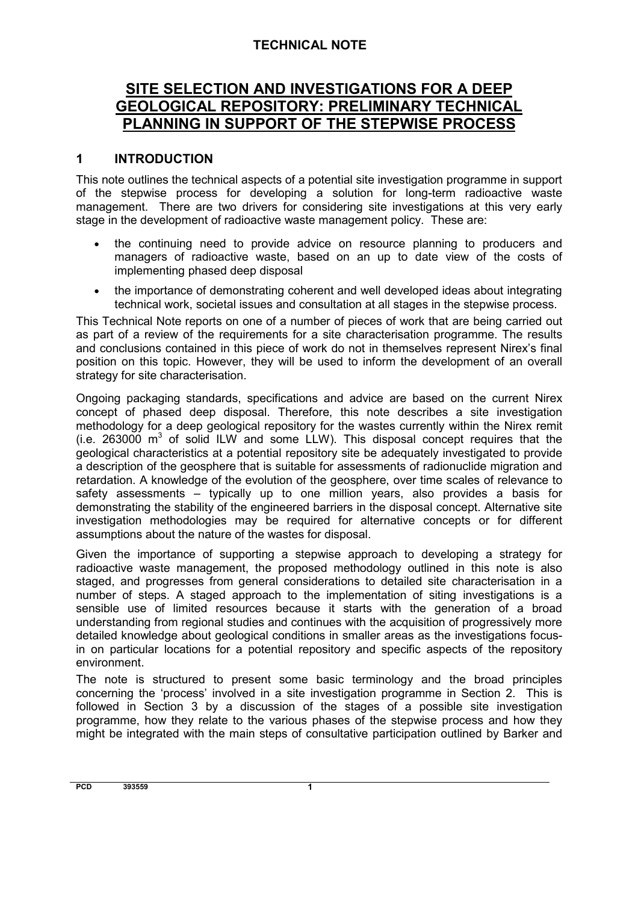**TECHNICAL NOTE**

# SITE SELECTION AND INVESTIGATIONS FOR A DEEP GEOLOGICAL REPOSITORY: PRELIMINARY TECHNICAL PLANNING IN SUPPORT OF THE STEPWISE PROCESS

## 1 INTRODUCTION

This note outlines the technical aspects of a potential site investigation programme in support of the stepwise process for developing a solution for long-term radioactive waste management. There are two drivers for considering site investigations at this very early stage in the development of radioactive waste management policy. These are:

- the continuing need to provide advice on resource planning to producers and managers of radioactive waste, based on an up to date view of the costs of implementing phased deep disposal
- the importance of demonstrating coherent and well developed ideas about integrating technical work, societal issues and consultation at all stages in the stepwise process.

This Technical Note reports on one of a number of pieces of work that are being carried out as part of a review of the requirements for a site characterisation programme. The results and conclusions contained in this piece of work do not in themselves represent Nirex's final position on this topic. However, they will be used to inform the development of an overall strategy for site characterisation.

Ongoing packaging standards, specifications and advice are based on the current Nirex concept of phased deep disposal. Therefore, this note describes a site investigation methodology for a deep geological repository for the wastes currently within the Nirex remit (i.e. 263000 $m^3$ of solid ILW and some LLW). This disposal concept requires that the geological characteristics at a potential repository site be adequately investigated to provide a description of the geosphere that is suitable for assessments of radionuclide migration and retardation. A knowledge of the evolution of the geosphere, over time scales of relevance to safety assessments – typically up to one million years, also provides a basis for demonstrating the stability of the engineered barriers in the disposal concept. Alternative site investigation methodologies may be required for alternative concepts or for different assumptions about the nature of the wastes for disposal.

Given the importance of supporting a stepwise approach to developing a strategy for radioactive waste management, the proposed methodology outlined in this note is also staged, and progresses from general considerations to detailed site characterisation in a number of steps. A staged approach to the implementation of siting investigations is a sensible use of limited resources because it starts with the generation of a broad understanding from regional studies and continues with the acquisition of progressively more detailed knowledge about geological conditions in smaller areas as the investigations focus-in on particular locations for a potential repository and specific aspects of the repository environment.

The note is structured to present some basic terminology and the broad principles concerning the 'process' involved in a site investigation programme in Section 2. This is followed in Section 3 by a discussion of the stages of a possible site investigation programme, how they relate to the various phases of the stepwise process and how they might be integrated with the main steps of consultative participation outlined by Barker and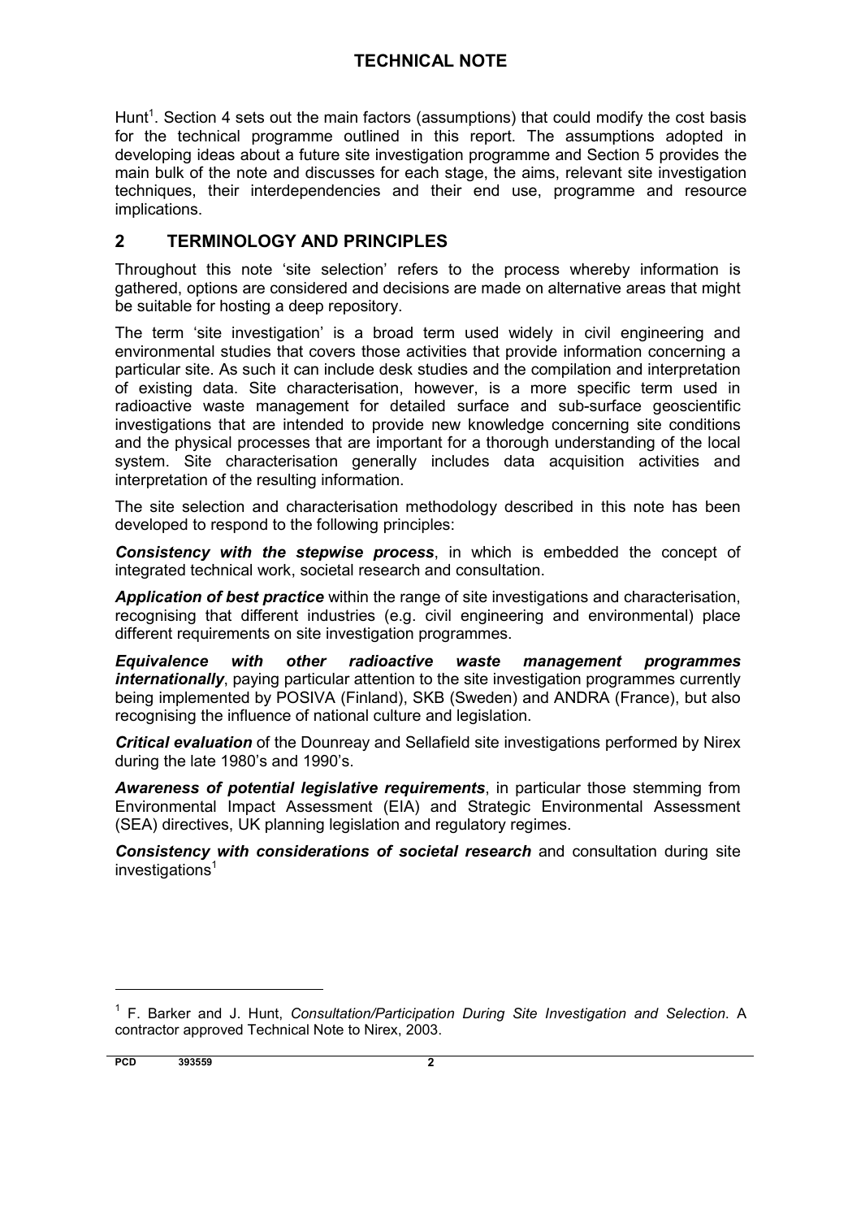Hunt[1]. Section 4 sets out the main factors (assumptions) that could modify the cost basis for the technical programme outlined in this report. The assumptions adopted in developing ideas about a future site investigation programme and Section 5 provides the main bulk of the note and discusses for each stage, the aims, relevant site investigation techniques, their interdependencies and their end use, programme and resource implications.

## 2 TERMINOLOGY AND PRINCIPLES

Throughout this note 'site selection' refers to the process whereby information is gathered, options are considered and decisions are made on alternative areas that might be suitable for hosting a deep repository.

The term 'site investigation' is a broad term used widely in civil engineering and environmental studies that covers those activities that provide information concerning a particular site. As such it can include desk studies and the compilation and interpretation of existing data. Site characterisation, however, is a more specific term used in radioactive waste management for detailed surface and sub-surface geoscientific investigations that are intended to provide new knowledge concerning site conditions and the physical processes that are important for a thorough understanding of the local system. Site characterisation generally includes data acquisition activities and interpretation of the resulting information.

The site selection and characterisation methodology described in this note has been developed to respond to the following principles:

***Consistency with the stepwise process***, in which is embedded the concept of integrated technical work, societal research and consultation.

***Application of best practice*** within the range of site investigations and characterisation, recognising that different industries (e.g. civil engineering and environmental) place different requirements on site investigation programmes.

***Equivalence with other radioactive waste management programmes internationally***, paying particular attention to the site investigation programmes currently being implemented by POSIVA (Finland), SKB (Sweden) and ANDRA (France), but also recognising the influence of national culture and legislation.

***Critical evaluation*** of the Dounreay and Sellafield site investigations performed by Nirex during the late 1980's and 1990's.

***Awareness of potential legislative requirements***, in particular those stemming from Environmental Impact Assessment (EIA) and Strategic Environmental Assessment (SEA) directives, UK planning legislation and regulatory regimes.

***Consistency with considerations of societal research*** and consultation during site investigations[1]

---

[1] F. Barker and J. Hunt, *Consultation/Participation During Site Investigation and Selection*. A contractor approved Technical Note to Nirex, 2003.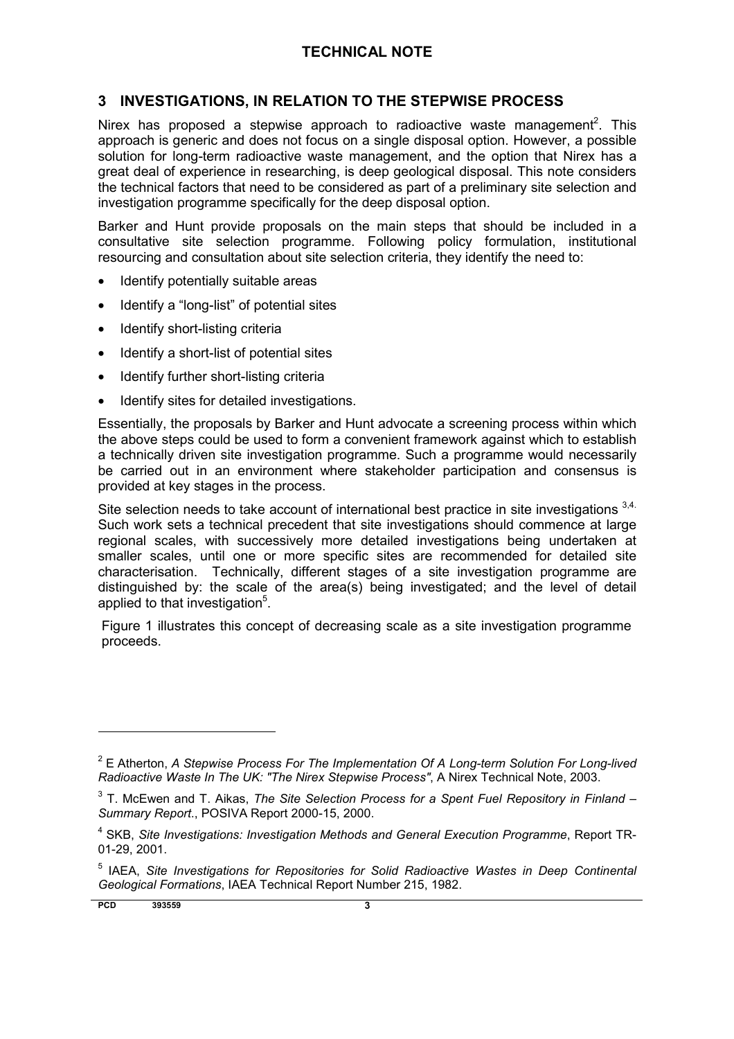## 3 INVESTIGATIONS, IN RELATION TO THE STEPWISE PROCESS

Nirex has proposed a stepwise approach to radioactive waste management[2]. This approach is generic and does not focus on a single disposal option. However, a possible solution for long-term radioactive waste management, and the option that Nirex has a great deal of experience in researching, is deep geological disposal. This note considers the technical factors that need to be considered as part of a preliminary site selection and investigation programme specifically for the deep disposal option.

Barker and Hunt provide proposals on the main steps that should be included in a consultative site selection programme. Following policy formulation, institutional resourcing and consultation about site selection criteria, they identify the need to:

- Identify potentially suitable areas
- Identify a "long-list" of potential sites
- Identify short-listing criteria
- Identify a short-list of potential sites
- Identify further short-listing criteria
- Identify sites for detailed investigations.

Essentially, the proposals by Barker and Hunt advocate a screening process within which the above steps could be used to form a convenient framework against which to establish a technically driven site investigation programme. Such a programme would necessarily be carried out in an environment where stakeholder participation and consensus is provided at key stages in the process.

Site selection needs to take account of international best practice in site investigations [3,4]. Such work sets a technical precedent that site investigations should commence at large regional scales, with successively more detailed investigations being undertaken at smaller scales, until one or more specific sites are recommended for detailed site characterisation. Technically, different stages of a site investigation programme are distinguished by: the scale of the area(s) being investigated; and the level of detail applied to that investigation[5].

Figure 1 illustrates this concept of decreasing scale as a site investigation programme proceeds.

---

[2] E Atherton, *A Stepwise Process For The Implementation Of A Long-term Solution For Long-lived Radioactive Waste In The UK: "The Nirex Stepwise Process"*, A Nirex Technical Note, 2003.

[3] T. McEwen and T. Aikas, *The Site Selection Process for a Spent Fuel Repository in Finland – Summary Report*., POSIVA Report 2000-15, 2000.

[4] SKB, *Site Investigations: Investigation Methods and General Execution Programme*, Report TR-01-29, 2001.

[5] IAEA, *Site Investigations for Repositories for Solid Radioactive Wastes in Deep Continental Geological Formations*, IAEA Technical Report Number 215, 1982.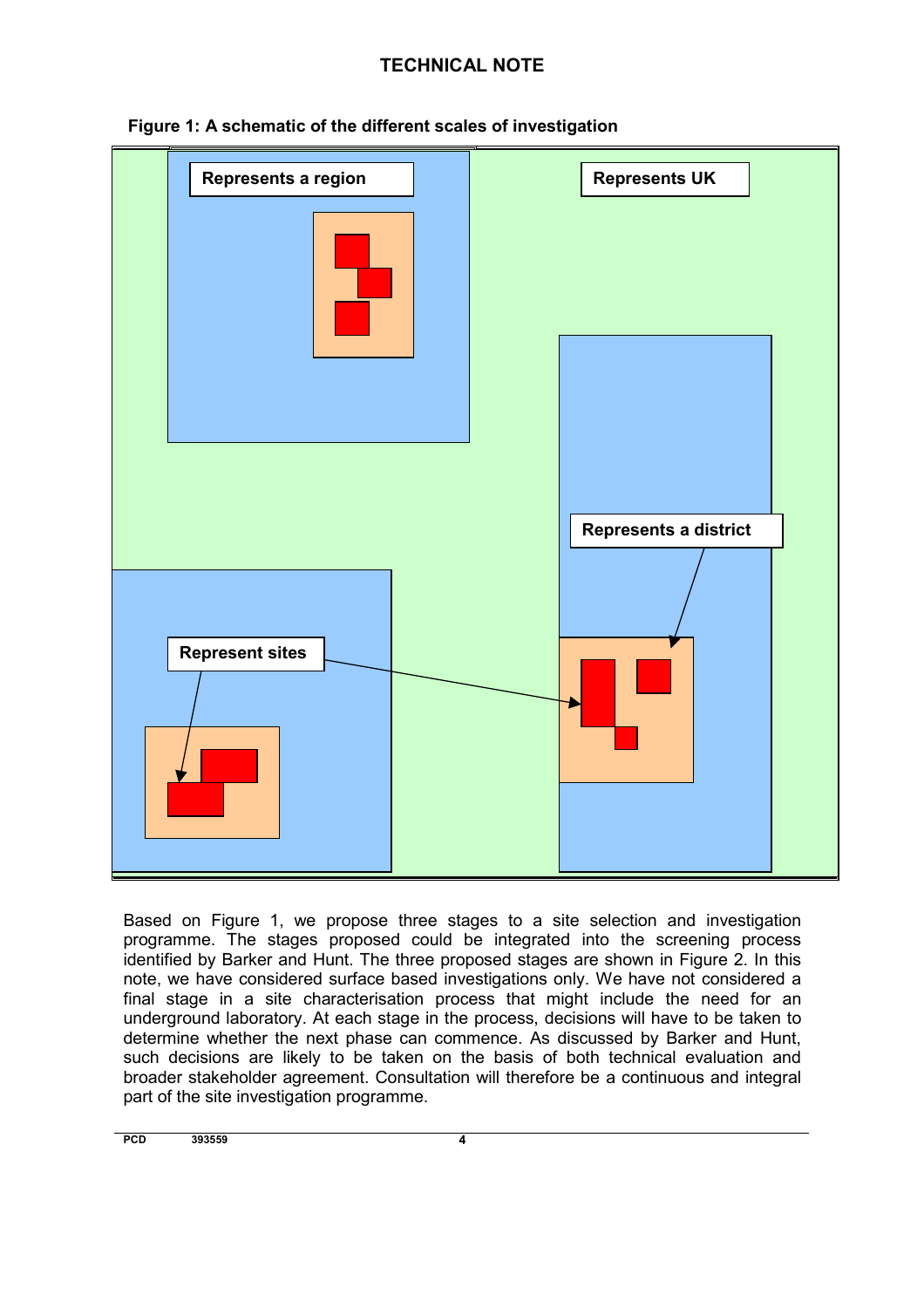**Figure 1: A schematic of the different scales of investigation**

Represents a region

Represents UK

Represents a district

Represent sites

Based on Figure 1, we propose three stages to a site selection and investigation programme. The stages proposed could be integrated into the screening process identified by Barker and Hunt. The three proposed stages are shown in Figure 2. In this note, we have considered surface based investigations only. We have not considered a final stage in a site characterisation process that might include the need for an underground laboratory. At each stage in the process, decisions will have to be taken to determine whether the next phase can commence. As discussed by Barker and Hunt, such decisions are likely to be taken on the basis of both technical evaluation and broader stakeholder agreement. Consultation will therefore be a continuous and integral part of the site investigation programme.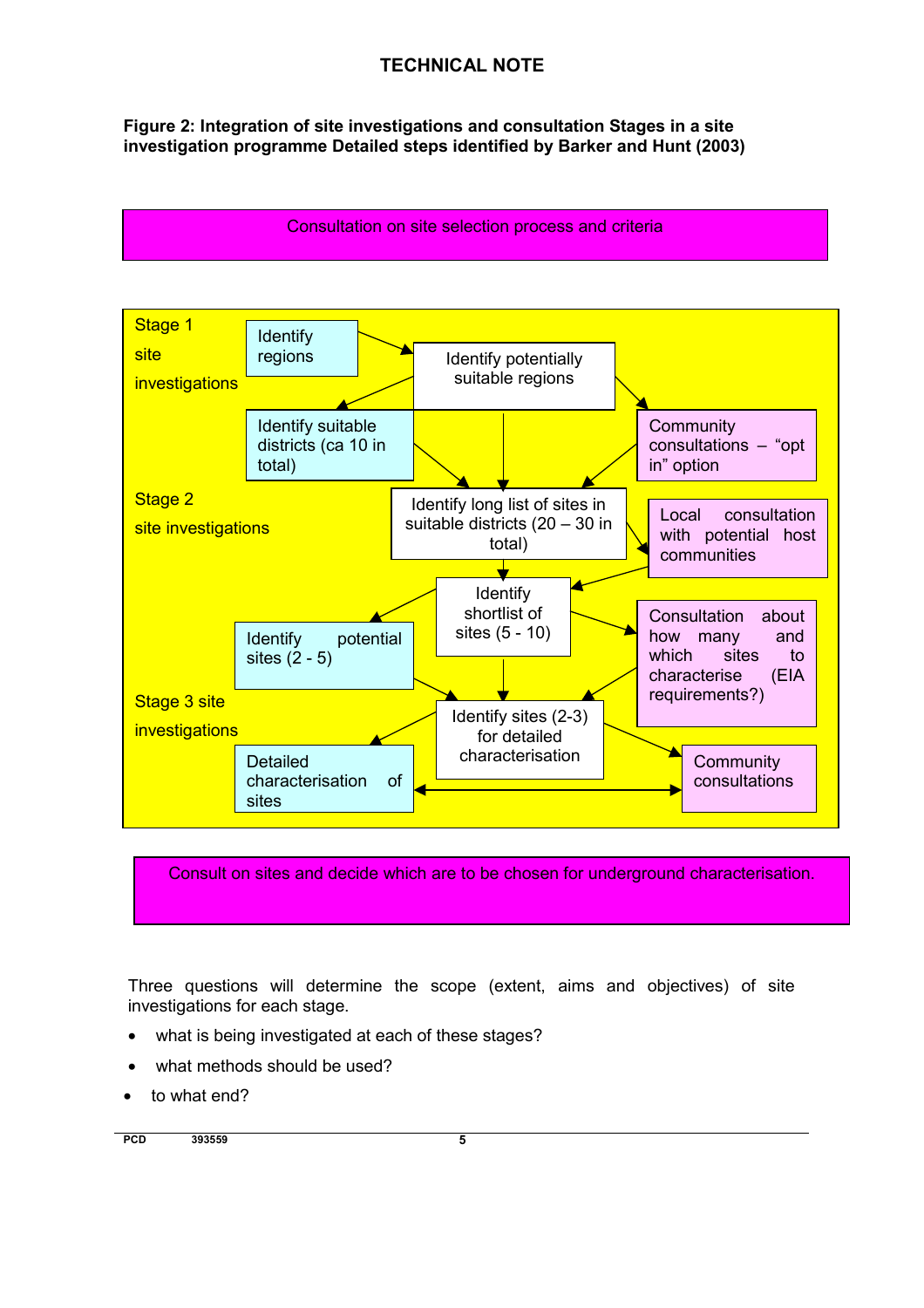**Figure 2: Integration of site investigations and consultation Stages in a site investigation programme Detailed steps identified by Barker and Hunt (2003)**

Consultation on site selection process and criteria

Stage 1 site investigations

Identify regions

Identify potentially suitable regions

Identify suitable districts (ca 10 in total)

Community consultations – "opt in" option

Stage 2 site investigations

Identify long list of sites in suitable districts (20 – 30 in total)

Local consultation with potential host communities

Identify shortlist of sites (5 - 10)

Identify potential sites (2 - 5)

Consultation about how many and which sites to characterise (EIA requirements?)

Stage 3 site investigations

Identify sites (2-3) for detailed characterisation

Detailed characterisation of sites

Community consultations

Consult on sites and decide which are to be chosen for underground characterisation.

Three questions will determine the scope (extent, aims and objectives) of site investigations for each stage.

- what is being investigated at each of these stages?
- what methods should be used?
- to what end?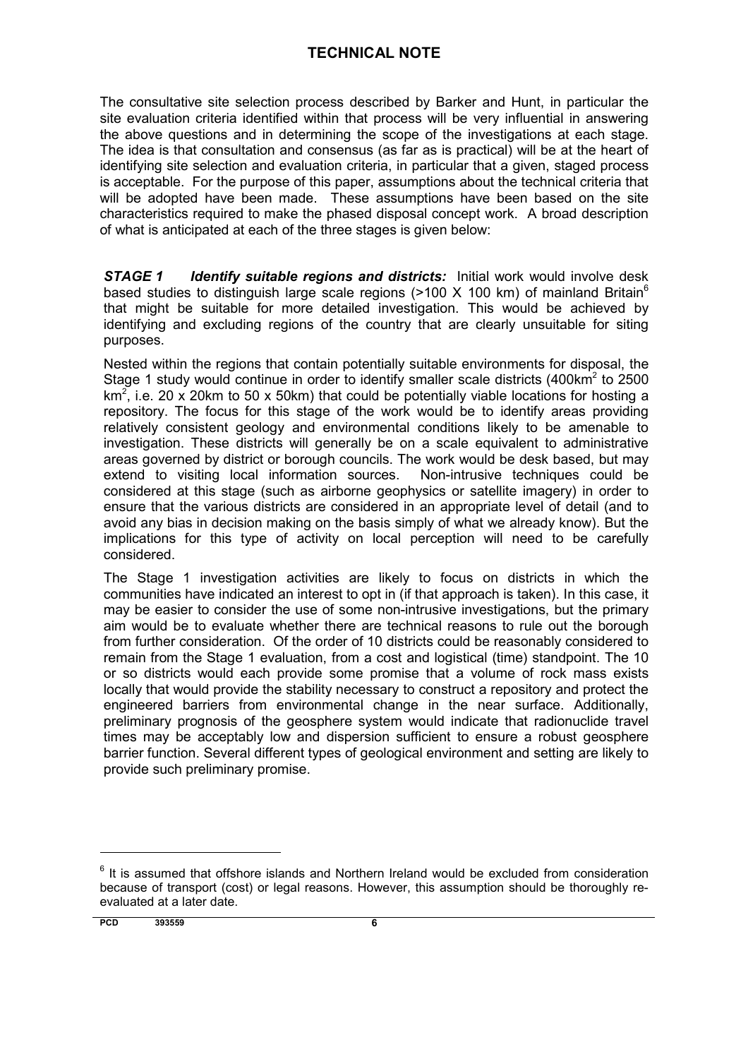The consultative site selection process described by Barker and Hunt, in particular the site evaluation criteria identified within that process will be very influential in answering the above questions and in determining the scope of the investigations at each stage. The idea is that consultation and consensus (as far as is practical) will be at the heart of identifying site selection and evaluation criteria, in particular that a given, staged process is acceptable. For the purpose of this paper, assumptions about the technical criteria that will be adopted have been made. These assumptions have been based on the site characteristics required to make the phased disposal concept work. A broad description of what is anticipated at each of the three stages is given below:

***STAGE 1 Identify suitable regions and districts:*** Initial work would involve desk based studies to distinguish large scale regions (>100 X 100 km) of mainland Britain[6] that might be suitable for more detailed investigation. This would be achieved by identifying and excluding regions of the country that are clearly unsuitable for siting purposes.

Nested within the regions that contain potentially suitable environments for disposal, the Stage 1 study would continue in order to identify smaller scale districts (400km$^2$ to 2500 km$^2$, i.e. 20 x 20km to 50 x 50km) that could be potentially viable locations for hosting a repository. The focus for this stage of the work would be to identify areas providing relatively consistent geology and environmental conditions likely to be amenable to investigation. These districts will generally be on a scale equivalent to administrative areas governed by district or borough councils. The work would be desk based, but may extend to visiting local information sources. Non-intrusive techniques could be considered at this stage (such as airborne geophysics or satellite imagery) in order to ensure that the various districts are considered in an appropriate level of detail (and to avoid any bias in decision making on the basis simply of what we already know). But the implications for this type of activity on local perception will need to be carefully considered.

The Stage 1 investigation activities are likely to focus on districts in which the communities have indicated an interest to opt in (if that approach is taken). In this case, it may be easier to consider the use of some non-intrusive investigations, but the primary aim would be to evaluate whether there are technical reasons to rule out the borough from further consideration. Of the order of 10 districts could be reasonably considered to remain from the Stage 1 evaluation, from a cost and logistical (time) standpoint. The 10 or so districts would each provide some promise that a volume of rock mass exists locally that would provide the stability necessary to construct a repository and protect the engineered barriers from environmental change in the near surface. Additionally, preliminary prognosis of the geosphere system would indicate that radionuclide travel times may be acceptably low and dispersion sufficient to ensure a robust geosphere barrier function. Several different types of geological environment and setting are likely to provide such preliminary promise.

[6] It is assumed that offshore islands and Northern Ireland would be excluded from consideration because of transport (cost) or legal reasons. However, this assumption should be thoroughly re-evaluated at a later date.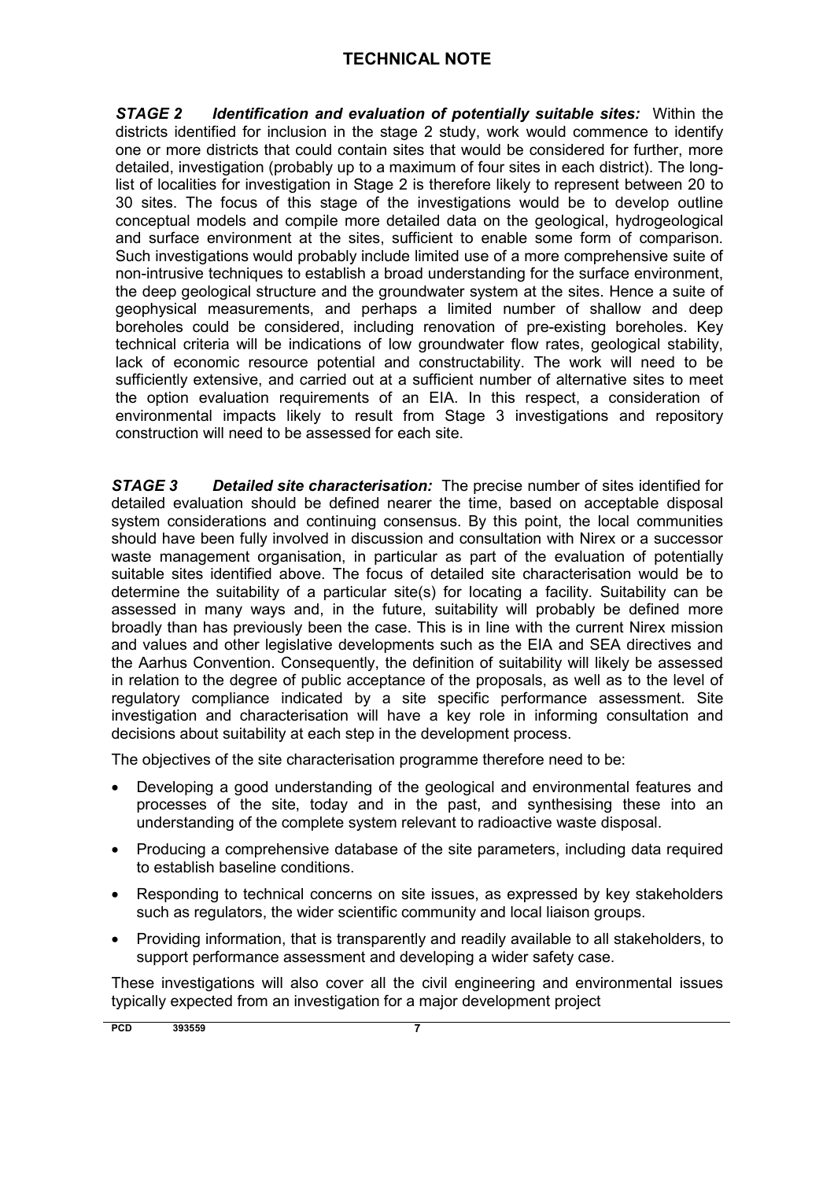***STAGE 2 Identification and evaluation of potentially suitable sites:*** Within the districts identified for inclusion in the stage 2 study, work would commence to identify one or more districts that could contain sites that would be considered for further, more detailed, investigation (probably up to a maximum of four sites in each district). The long-list of localities for investigation in Stage 2 is therefore likely to represent between 20 to 30 sites. The focus of this stage of the investigations would be to develop outline conceptual models and compile more detailed data on the geological, hydrogeological and surface environment at the sites, sufficient to enable some form of comparison. Such investigations would probably include limited use of a more comprehensive suite of non-intrusive techniques to establish a broad understanding for the surface environment, the deep geological structure and the groundwater system at the sites. Hence a suite of geophysical measurements, and perhaps a limited number of shallow and deep boreholes could be considered, including renovation of pre-existing boreholes. Key technical criteria will be indications of low groundwater flow rates, geological stability, lack of economic resource potential and constructability. The work will need to be sufficiently extensive, and carried out at a sufficient number of alternative sites to meet the option evaluation requirements of an EIA. In this respect, a consideration of environmental impacts likely to result from Stage 3 investigations and repository construction will need to be assessed for each site.

***STAGE 3 Detailed site characterisation:*** The precise number of sites identified for detailed evaluation should be defined nearer the time, based on acceptable disposal system considerations and continuing consensus. By this point, the local communities should have been fully involved in discussion and consultation with Nirex or a successor waste management organisation, in particular as part of the evaluation of potentially suitable sites identified above. The focus of detailed site characterisation would be to determine the suitability of a particular site(s) for locating a facility. Suitability can be assessed in many ways and, in the future, suitability will probably be defined more broadly than has previously been the case. This is in line with the current Nirex mission and values and other legislative developments such as the EIA and SEA directives and the Aarhus Convention. Consequently, the definition of suitability will likely be assessed in relation to the degree of public acceptance of the proposals, as well as to the level of regulatory compliance indicated by a site specific performance assessment. Site investigation and characterisation will have a key role in informing consultation and decisions about suitability at each step in the development process.

The objectives of the site characterisation programme therefore need to be:

- Developing a good understanding of the geological and environmental features and processes of the site, today and in the past, and synthesising these into an understanding of the complete system relevant to radioactive waste disposal.
- Producing a comprehensive database of the site parameters, including data required to establish baseline conditions.
- Responding to technical concerns on site issues, as expressed by key stakeholders such as regulators, the wider scientific community and local liaison groups.
- Providing information, that is transparently and readily available to all stakeholders, to support performance assessment and developing a wider safety case.

These investigations will also cover all the civil engineering and environmental issues typically expected from an investigation for a major development project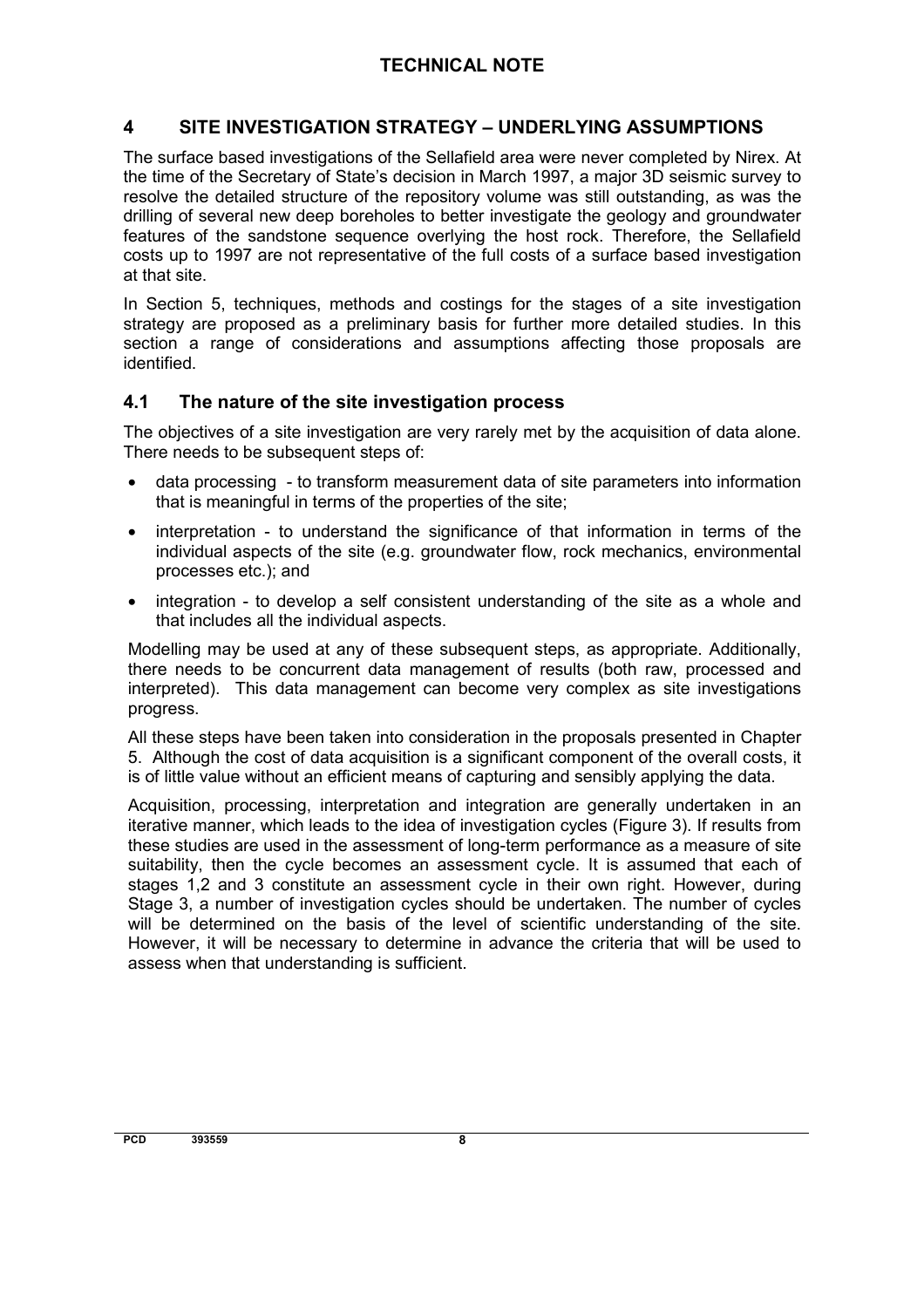## 4 SITE INVESTIGATION STRATEGY – UNDERLYING ASSUMPTIONS

The surface based investigations of the Sellafield area were never completed by Nirex. At the time of the Secretary of State's decision in March 1997, a major 3D seismic survey to resolve the detailed structure of the repository volume was still outstanding, as was the drilling of several new deep boreholes to better investigate the geology and groundwater features of the sandstone sequence overlying the host rock. Therefore, the Sellafield costs up to 1997 are not representative of the full costs of a surface based investigation at that site.

In Section 5, techniques, methods and costings for the stages of a site investigation strategy are proposed as a preliminary basis for further more detailed studies. In this section a range of considerations and assumptions affecting those proposals are identified.

### 4.1 The nature of the site investigation process

The objectives of a site investigation are very rarely met by the acquisition of data alone. There needs to be subsequent steps of:

- data processing - to transform measurement data of site parameters into information that is meaningful in terms of the properties of the site;
- interpretation - to understand the significance of that information in terms of the individual aspects of the site (e.g. groundwater flow, rock mechanics, environmental processes etc.); and
- integration - to develop a self consistent understanding of the site as a whole and that includes all the individual aspects.

Modelling may be used at any of these subsequent steps, as appropriate. Additionally, there needs to be concurrent data management of results (both raw, processed and interpreted). This data management can become very complex as site investigations progress.

All these steps have been taken into consideration in the proposals presented in Chapter 5. Although the cost of data acquisition is a significant component of the overall costs, it is of little value without an efficient means of capturing and sensibly applying the data.

Acquisition, processing, interpretation and integration are generally undertaken in an iterative manner, which leads to the idea of investigation cycles (Figure 3). If results from these studies are used in the assessment of long-term performance as a measure of site suitability, then the cycle becomes an assessment cycle. It is assumed that each of stages 1,2 and 3 constitute an assessment cycle in their own right. However, during Stage 3, a number of investigation cycles should be undertaken. The number of cycles will be determined on the basis of the level of scientific understanding of the site. However, it will be necessary to determine in advance the criteria that will be used to assess when that understanding is sufficient.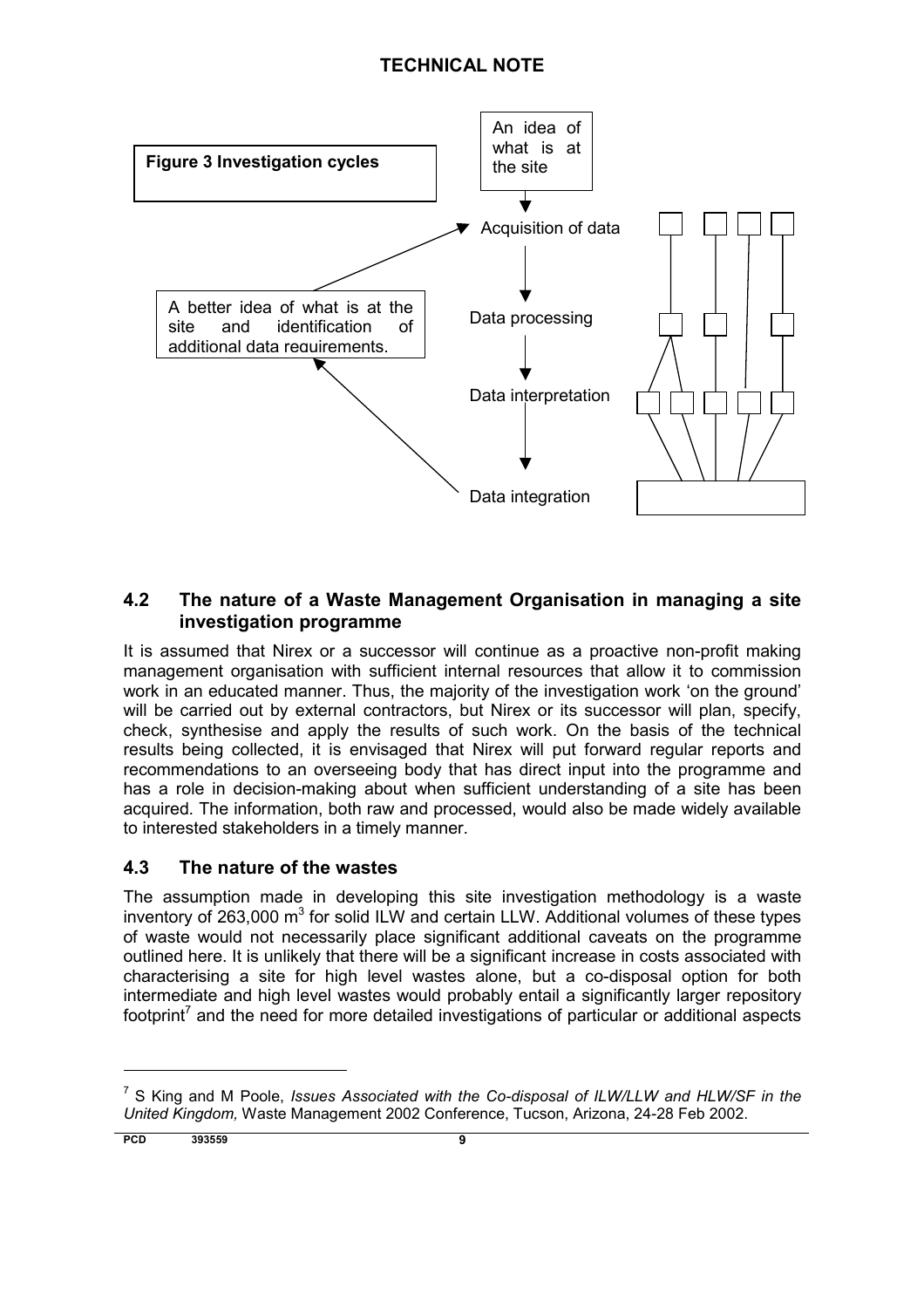**Figure 3 Investigation cycles**

An idea of what is at the site

Acquisition of data

Data processing

Data interpretation

Data integration

A better idea of what is at the site and identification of additional data requirements.

## 4.2 The nature of a Waste Management Organisation in managing a site investigation programme

It is assumed that Nirex or a successor will continue as a proactive non-profit making management organisation with sufficient internal resources that allow it to commission work in an educated manner. Thus, the majority of the investigation work 'on the ground' will be carried out by external contractors, but Nirex or its successor will plan, specify, check, synthesise and apply the results of such work. On the basis of the technical results being collected, it is envisaged that Nirex will put forward regular reports and recommendations to an overseeing body that has direct input into the programme and has a role in decision-making about when sufficient understanding of a site has been acquired. The information, both raw and processed, would also be made widely available to interested stakeholders in a timely manner.

## 4.3 The nature of the wastes

The assumption made in developing this site investigation methodology is a waste inventory of 263,000 $m^3$ for solid ILW and certain LLW. Additional volumes of these types of waste would not necessarily place significant additional caveats on the programme outlined here. It is unlikely that there will be a significant increase in costs associated with characterising a site for high level wastes alone, but a co-disposal option for both intermediate and high level wastes would probably entail a significantly larger repository footprint[7] and the need for more detailed investigations of particular or additional aspects

[7] S King and M Poole, *Issues Associated with the Co-disposal of ILW/LLW and HLW/SF in the United Kingdom,* Waste Management 2002 Conference, Tucson, Arizona, 24-28 Feb 2002.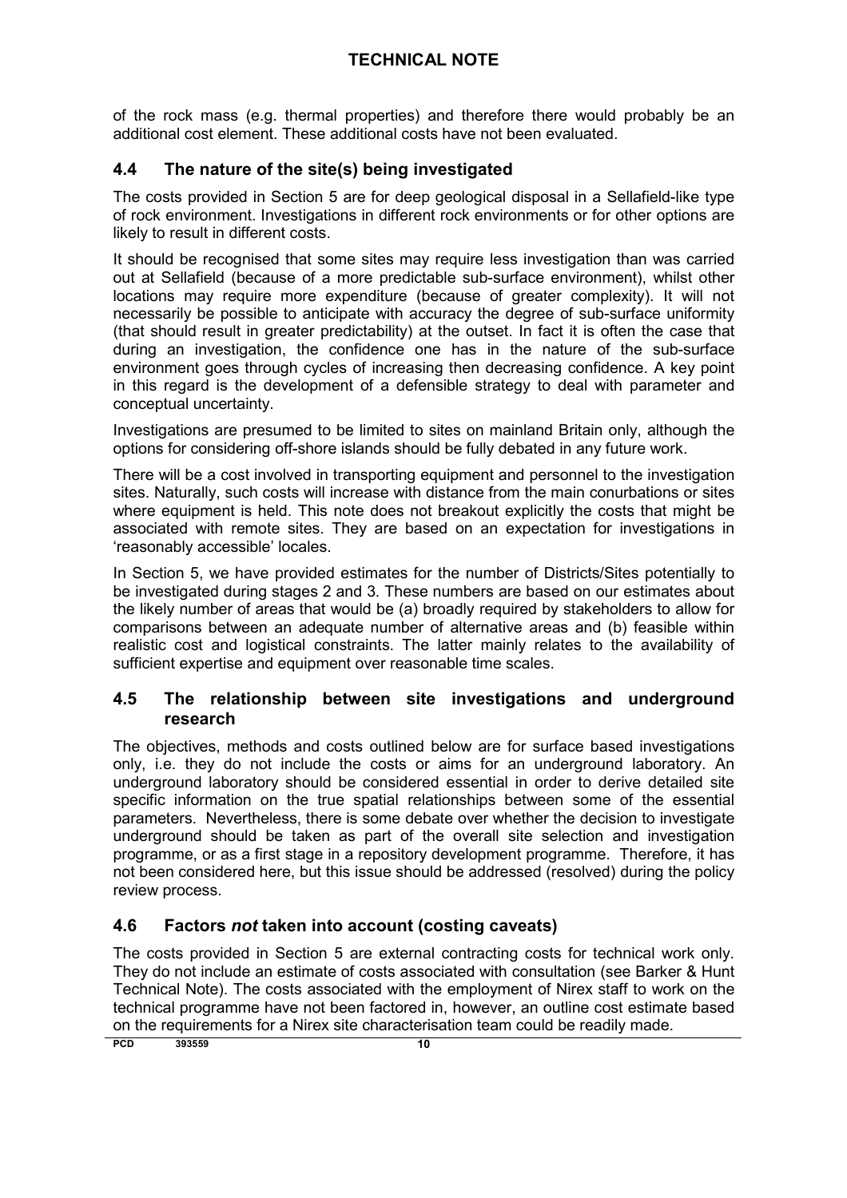of the rock mass (e.g. thermal properties) and therefore there would probably be an additional cost element. These additional costs have not been evaluated.

## 4.4 The nature of the site(s) being investigated

The costs provided in Section 5 are for deep geological disposal in a Sellafield-like type of rock environment. Investigations in different rock environments or for other options are likely to result in different costs.

It should be recognised that some sites may require less investigation than was carried out at Sellafield (because of a more predictable sub-surface environment), whilst other locations may require more expenditure (because of greater complexity). It will not necessarily be possible to anticipate with accuracy the degree of sub-surface uniformity (that should result in greater predictability) at the outset. In fact it is often the case that during an investigation, the confidence one has in the nature of the sub-surface environment goes through cycles of increasing then decreasing confidence. A key point in this regard is the development of a defensible strategy to deal with parameter and conceptual uncertainty.

Investigations are presumed to be limited to sites on mainland Britain only, although the options for considering off-shore islands should be fully debated in any future work.

There will be a cost involved in transporting equipment and personnel to the investigation sites. Naturally, such costs will increase with distance from the main conurbations or sites where equipment is held. This note does not breakout explicitly the costs that might be associated with remote sites. They are based on an expectation for investigations in 'reasonably accessible' locales.

In Section 5, we have provided estimates for the number of Districts/Sites potentially to be investigated during stages 2 and 3. These numbers are based on our estimates about the likely number of areas that would be (a) broadly required by stakeholders to allow for comparisons between an adequate number of alternative areas and (b) feasible within realistic cost and logistical constraints. The latter mainly relates to the availability of sufficient expertise and equipment over reasonable time scales.

## 4.5 The relationship between site investigations and underground research

The objectives, methods and costs outlined below are for surface based investigations only, i.e. they do not include the costs or aims for an underground laboratory. An underground laboratory should be considered essential in order to derive detailed site specific information on the true spatial relationships between some of the essential parameters. Nevertheless, there is some debate over whether the decision to investigate underground should be taken as part of the overall site selection and investigation programme, or as a first stage in a repository development programme. Therefore, it has not been considered here, but this issue should be addressed (resolved) during the policy review process.

## 4.6 Factors *not* taken into account (costing caveats)

The costs provided in Section 5 are external contracting costs for technical work only. They do not include an estimate of costs associated with consultation (see Barker & Hunt Technical Note). The costs associated with the employment of Nirex staff to work on the technical programme have not been factored in, however, an outline cost estimate based on the requirements for a Nirex site characterisation team could be readily made.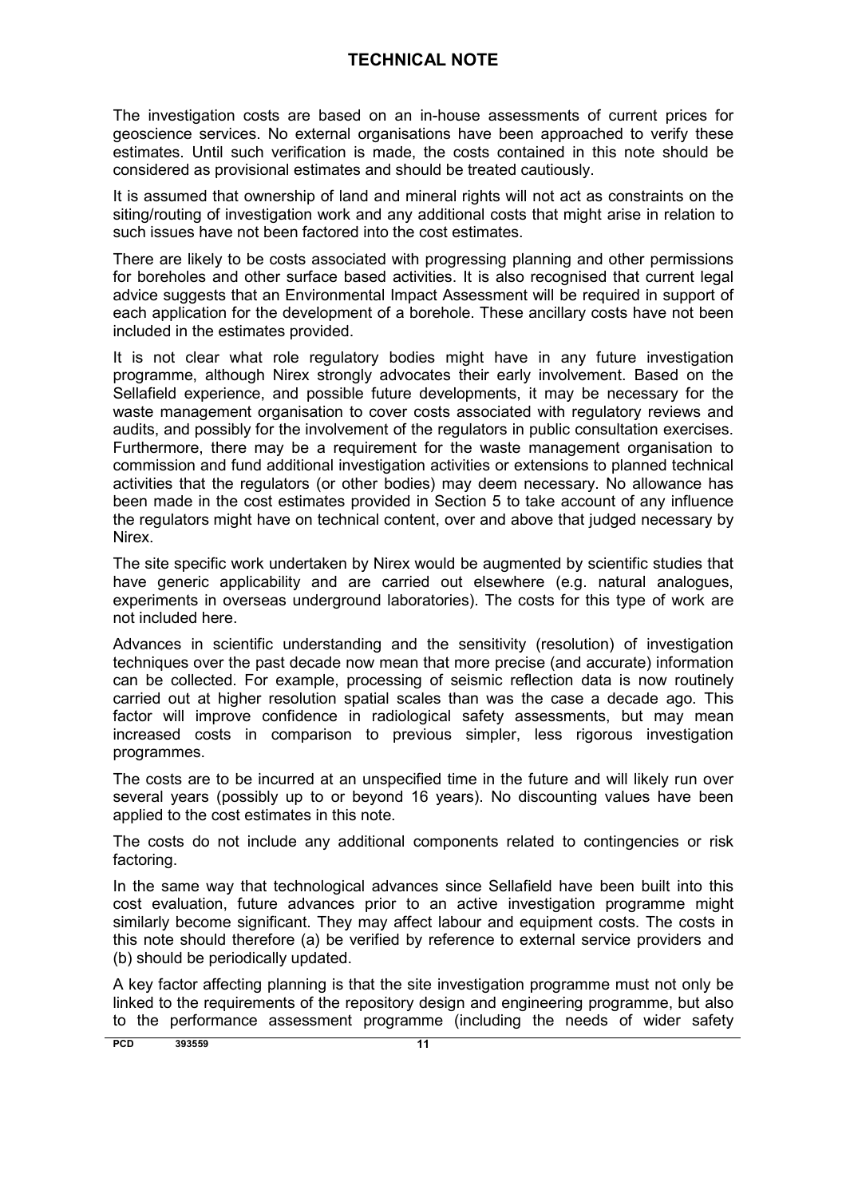The investigation costs are based on an in-house assessments of current prices for geoscience services. No external organisations have been approached to verify these estimates. Until such verification is made, the costs contained in this note should be considered as provisional estimates and should be treated cautiously.

It is assumed that ownership of land and mineral rights will not act as constraints on the siting/routing of investigation work and any additional costs that might arise in relation to such issues have not been factored into the cost estimates.

There are likely to be costs associated with progressing planning and other permissions for boreholes and other surface based activities. It is also recognised that current legal advice suggests that an Environmental Impact Assessment will be required in support of each application for the development of a borehole. These ancillary costs have not been included in the estimates provided.

It is not clear what role regulatory bodies might have in any future investigation programme, although Nirex strongly advocates their early involvement. Based on the Sellafield experience, and possible future developments, it may be necessary for the waste management organisation to cover costs associated with regulatory reviews and audits, and possibly for the involvement of the regulators in public consultation exercises. Furthermore, there may be a requirement for the waste management organisation to commission and fund additional investigation activities or extensions to planned technical activities that the regulators (or other bodies) may deem necessary. No allowance has been made in the cost estimates provided in Section 5 to take account of any influence the regulators might have on technical content, over and above that judged necessary by Nirex.

The site specific work undertaken by Nirex would be augmented by scientific studies that have generic applicability and are carried out elsewhere (e.g. natural analogues, experiments in overseas underground laboratories). The costs for this type of work are not included here.

Advances in scientific understanding and the sensitivity (resolution) of investigation techniques over the past decade now mean that more precise (and accurate) information can be collected. For example, processing of seismic reflection data is now routinely carried out at higher resolution spatial scales than was the case a decade ago. This factor will improve confidence in radiological safety assessments, but may mean increased costs in comparison to previous simpler, less rigorous investigation programmes.

The costs are to be incurred at an unspecified time in the future and will likely run over several years (possibly up to or beyond 16 years). No discounting values have been applied to the cost estimates in this note.

The costs do not include any additional components related to contingencies or risk factoring.

In the same way that technological advances since Sellafield have been built into this cost evaluation, future advances prior to an active investigation programme might similarly become significant. They may affect labour and equipment costs. The costs in this note should therefore (a) be verified by reference to external service providers and (b) should be periodically updated.

A key factor affecting planning is that the site investigation programme must not only be linked to the requirements of the repository design and engineering programme, but also to the performance assessment programme (including the needs of wider safety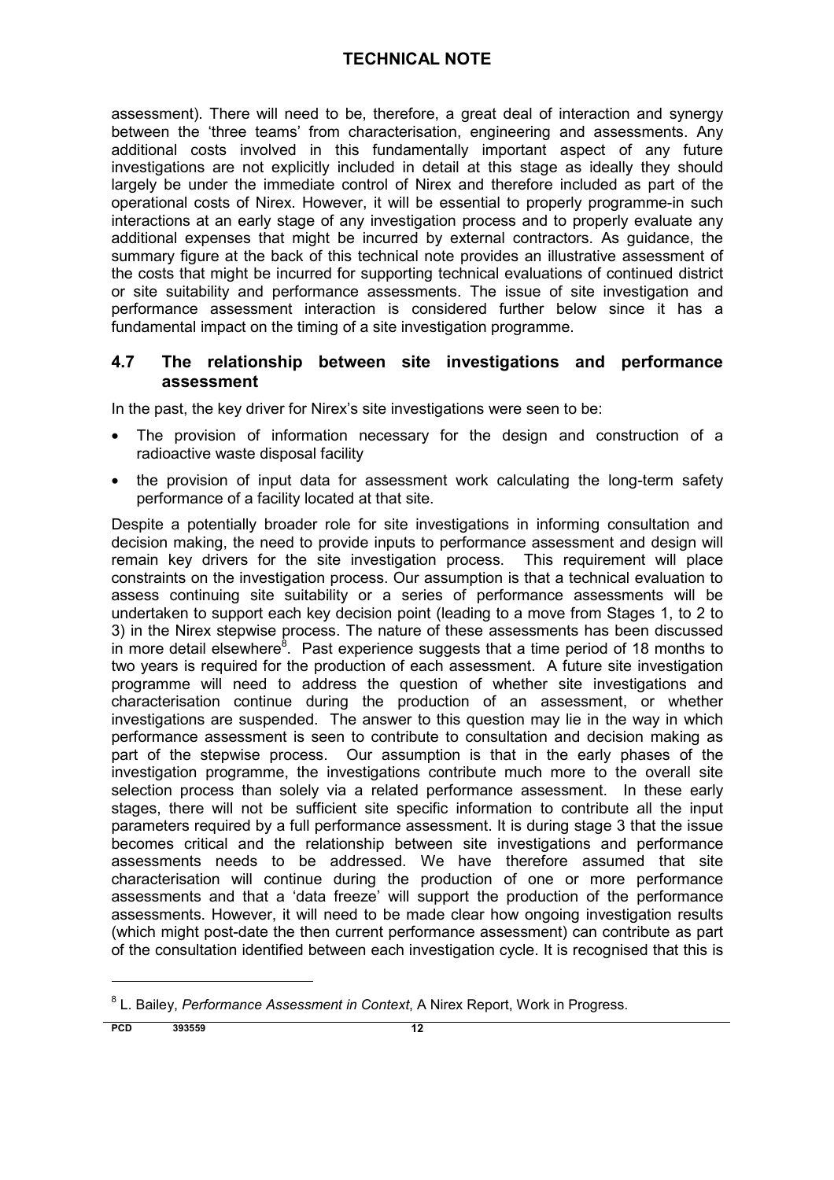assessment). There will need to be, therefore, a great deal of interaction and synergy between the 'three teams' from characterisation, engineering and assessments. Any additional costs involved in this fundamentally important aspect of any future investigations are not explicitly included in detail at this stage as ideally they should largely be under the immediate control of Nirex and therefore included as part of the operational costs of Nirex. However, it will be essential to properly programme-in such interactions at an early stage of any investigation process and to properly evaluate any additional expenses that might be incurred by external contractors. As guidance, the summary figure at the back of this technical note provides an illustrative assessment of the costs that might be incurred for supporting technical evaluations of continued district or site suitability and performance assessments. The issue of site investigation and performance assessment interaction is considered further below since it has a fundamental impact on the timing of a site investigation programme.

## 4.7 The relationship between site investigations and performance assessment

In the past, the key driver for Nirex's site investigations were seen to be:

- The provision of information necessary for the design and construction of a radioactive waste disposal facility
- the provision of input data for assessment work calculating the long-term safety performance of a facility located at that site.

Despite a potentially broader role for site investigations in informing consultation and decision making, the need to provide inputs to performance assessment and design will remain key drivers for the site investigation process. This requirement will place constraints on the investigation process. Our assumption is that a technical evaluation to assess continuing site suitability or a series of performance assessments will be undertaken to support each key decision point (leading to a move from Stages 1, to 2 to 3) in the Nirex stepwise process. The nature of these assessments has been discussed in more detail elsewhere[8]. Past experience suggests that a time period of 18 months to two years is required for the production of each assessment. A future site investigation programme will need to address the question of whether site investigations and characterisation continue during the production of an assessment, or whether investigations are suspended. The answer to this question may lie in the way in which performance assessment is seen to contribute to consultation and decision making as part of the stepwise process. Our assumption is that in the early phases of the investigation programme, the investigations contribute much more to the overall site selection process than solely via a related performance assessment. In these early stages, there will not be sufficient site specific information to contribute all the input parameters required by a full performance assessment. It is during stage 3 that the issue becomes critical and the relationship between site investigations and performance assessments needs to be addressed. We have therefore assumed that site characterisation will continue during the production of one or more performance assessments and that a 'data freeze' will support the production of the performance assessments. However, it will need to be made clear how ongoing investigation results (which might post-date the then current performance assessment) can contribute as part of the consultation identified between each investigation cycle. It is recognised that this is

[8] L. Bailey, *Performance Assessment in Context*, A Nirex Report, Work in Progress.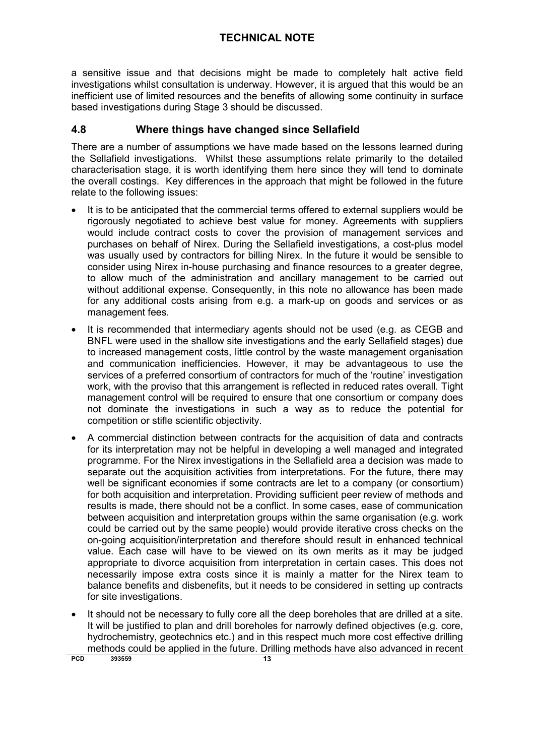a sensitive issue and that decisions might be made to completely halt active field investigations whilst consultation is underway. However, it is argued that this would be an inefficient use of limited resources and the benefits of allowing some continuity in surface based investigations during Stage 3 should be discussed.

## 4.8 Where things have changed since Sellafield

There are a number of assumptions we have made based on the lessons learned during the Sellafield investigations. Whilst these assumptions relate primarily to the detailed characterisation stage, it is worth identifying them here since they will tend to dominate the overall costings. Key differences in the approach that might be followed in the future relate to the following issues:

- It is to be anticipated that the commercial terms offered to external suppliers would be rigorously negotiated to achieve best value for money. Agreements with suppliers would include contract costs to cover the provision of management services and purchases on behalf of Nirex. During the Sellafield investigations, a cost-plus model was usually used by contractors for billing Nirex. In the future it would be sensible to consider using Nirex in-house purchasing and finance resources to a greater degree, to allow much of the administration and ancillary management to be carried out without additional expense. Consequently, in this note no allowance has been made for any additional costs arising from e.g. a mark-up on goods and services or as management fees.
- It is recommended that intermediary agents should not be used (e.g. as CEGB and BNFL were used in the shallow site investigations and the early Sellafield stages) due to increased management costs, little control by the waste management organisation and communication inefficiencies. However, it may be advantageous to use the services of a preferred consortium of contractors for much of the 'routine' investigation work, with the proviso that this arrangement is reflected in reduced rates overall. Tight management control will be required to ensure that one consortium or company does not dominate the investigations in such a way as to reduce the potential for competition or stifle scientific objectivity.
- A commercial distinction between contracts for the acquisition of data and contracts for its interpretation may not be helpful in developing a well managed and integrated programme. For the Nirex investigations in the Sellafield area a decision was made to separate out the acquisition activities from interpretations. For the future, there may well be significant economies if some contracts are let to a company (or consortium) for both acquisition and interpretation. Providing sufficient peer review of methods and results is made, there should not be a conflict. In some cases, ease of communication between acquisition and interpretation groups within the same organisation (e.g. work could be carried out by the same people) would provide iterative cross checks on the on-going acquisition/interpretation and therefore should result in enhanced technical value. Each case will have to be viewed on its own merits as it may be judged appropriate to divorce acquisition from interpretation in certain cases. This does not necessarily impose extra costs since it is mainly a matter for the Nirex team to balance benefits and disbenefits, but it needs to be considered in setting up contracts for site investigations.
- It should not be necessary to fully core all the deep boreholes that are drilled at a site. It will be justified to plan and drill boreholes for narrowly defined objectives (e.g. core, hydrochemistry, geotechnics etc.) and in this respect much more cost effective drilling methods could be applied in the future. Drilling methods have also advanced in recent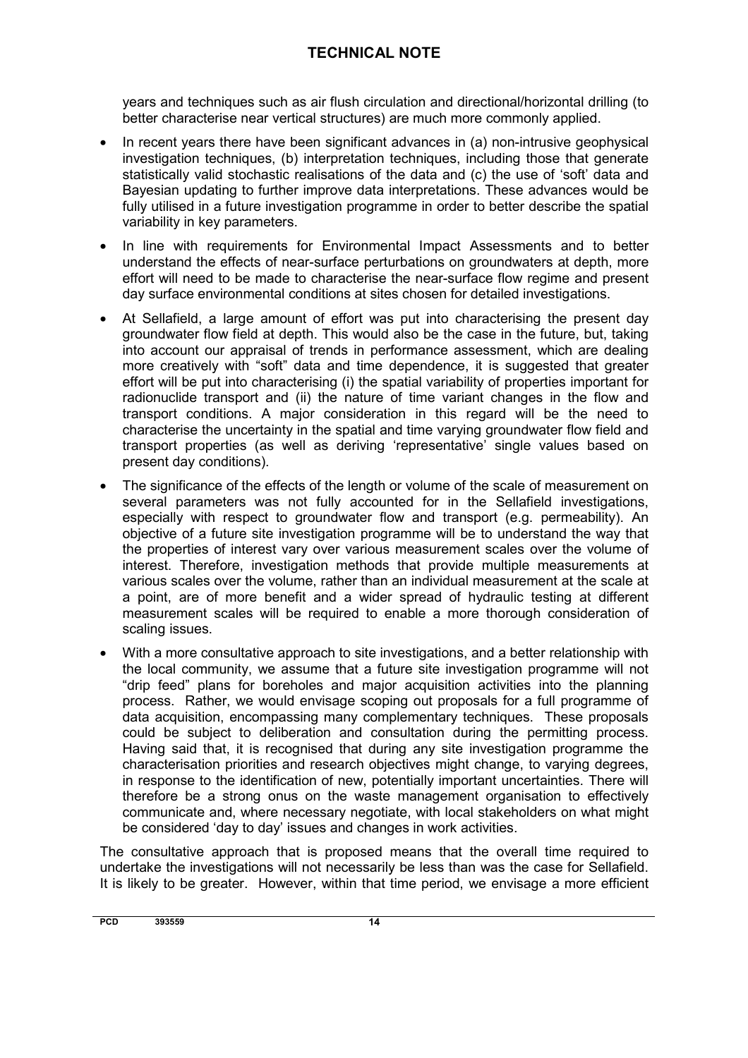years and techniques such as air flush circulation and directional/horizontal drilling (to better characterise near vertical structures) are much more commonly applied.

- In recent years there have been significant advances in (a) non-intrusive geophysical investigation techniques, (b) interpretation techniques, including those that generate statistically valid stochastic realisations of the data and (c) the use of 'soft' data and Bayesian updating to further improve data interpretations. These advances would be fully utilised in a future investigation programme in order to better describe the spatial variability in key parameters.
- In line with requirements for Environmental Impact Assessments and to better understand the effects of near-surface perturbations on groundwaters at depth, more effort will need to be made to characterise the near-surface flow regime and present day surface environmental conditions at sites chosen for detailed investigations.
- At Sellafield, a large amount of effort was put into characterising the present day groundwater flow field at depth. This would also be the case in the future, but, taking into account our appraisal of trends in performance assessment, which are dealing more creatively with "soft" data and time dependence, it is suggested that greater effort will be put into characterising (i) the spatial variability of properties important for radionuclide transport and (ii) the nature of time variant changes in the flow and transport conditions. A major consideration in this regard will be the need to characterise the uncertainty in the spatial and time varying groundwater flow field and transport properties (as well as deriving 'representative' single values based on present day conditions).
- The significance of the effects of the length or volume of the scale of measurement on several parameters was not fully accounted for in the Sellafield investigations, especially with respect to groundwater flow and transport (e.g. permeability). An objective of a future site investigation programme will be to understand the way that the properties of interest vary over various measurement scales over the volume of interest. Therefore, investigation methods that provide multiple measurements at various scales over the volume, rather than an individual measurement at the scale at a point, are of more benefit and a wider spread of hydraulic testing at different measurement scales will be required to enable a more thorough consideration of scaling issues.
- With a more consultative approach to site investigations, and a better relationship with the local community, we assume that a future site investigation programme will not "drip feed" plans for boreholes and major acquisition activities into the planning process. Rather, we would envisage scoping out proposals for a full programme of data acquisition, encompassing many complementary techniques. These proposals could be subject to deliberation and consultation during the permitting process. Having said that, it is recognised that during any site investigation programme the characterisation priorities and research objectives might change, to varying degrees, in response to the identification of new, potentially important uncertainties. There will therefore be a strong onus on the waste management organisation to effectively communicate and, where necessary negotiate, with local stakeholders on what might be considered 'day to day' issues and changes in work activities.

The consultative approach that is proposed means that the overall time required to undertake the investigations will not necessarily be less than was the case for Sellafield. It is likely to be greater. However, within that time period, we envisage a more efficient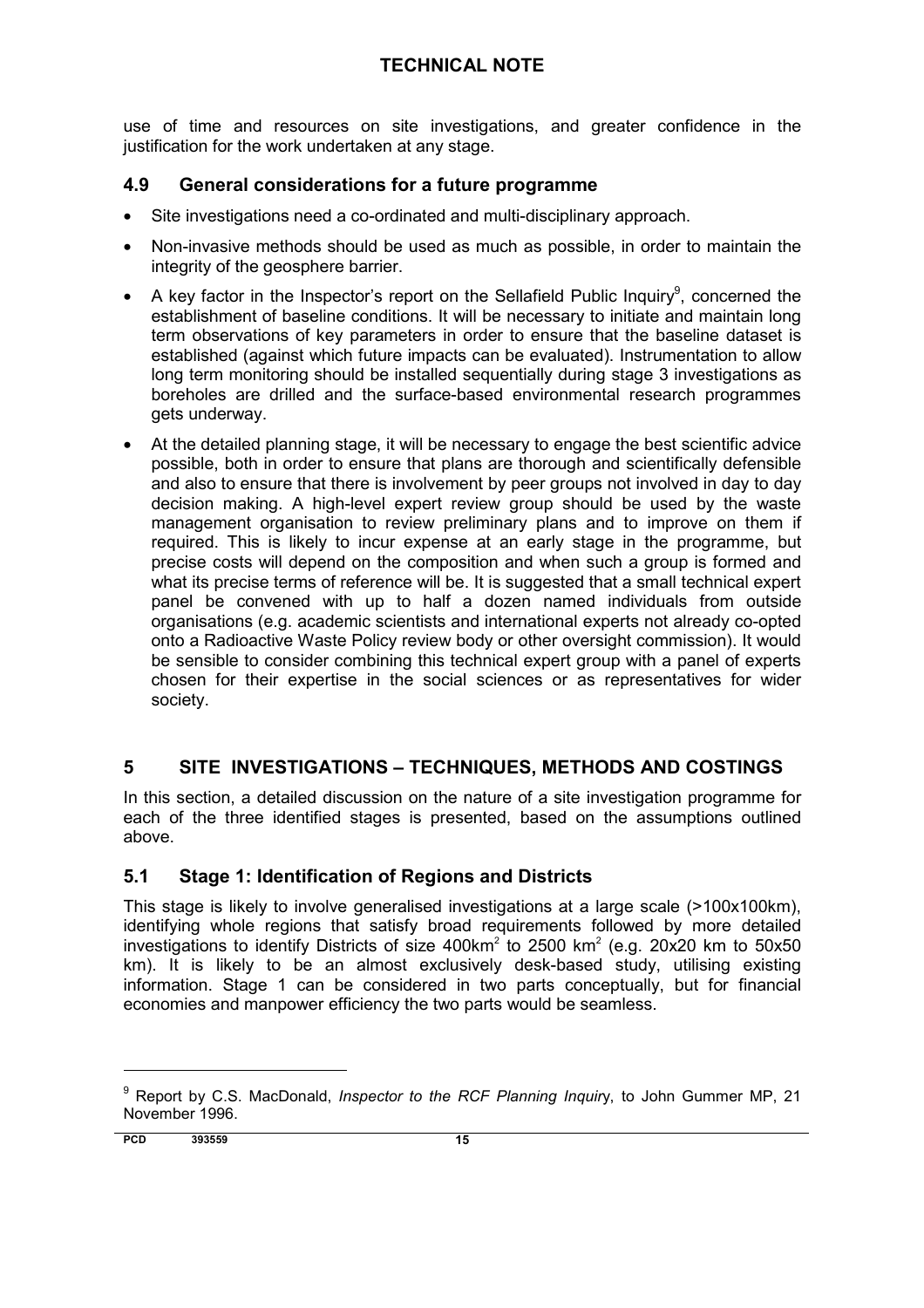use of time and resources on site investigations, and greater confidence in the justification for the work undertaken at any stage.

## 4.9 General considerations for a future programme

- Site investigations need a co-ordinated and multi-disciplinary approach.
- Non-invasive methods should be used as much as possible, in order to maintain the integrity of the geosphere barrier.
- A key factor in the Inspector's report on the Sellafield Public Inquiry[9], concerned the establishment of baseline conditions. It will be necessary to initiate and maintain long term observations of key parameters in order to ensure that the baseline dataset is established (against which future impacts can be evaluated). Instrumentation to allow long term monitoring should be installed sequentially during stage 3 investigations as boreholes are drilled and the surface-based environmental research programmes gets underway.
- At the detailed planning stage, it will be necessary to engage the best scientific advice possible, both in order to ensure that plans are thorough and scientifically defensible and also to ensure that there is involvement by peer groups not involved in day to day decision making. A high-level expert review group should be used by the waste management organisation to review preliminary plans and to improve on them if required. This is likely to incur expense at an early stage in the programme, but precise costs will depend on the composition and when such a group is formed and what its precise terms of reference will be. It is suggested that a small technical expert panel be convened with up to half a dozen named individuals from outside organisations (e.g. academic scientists and international experts not already co-opted onto a Radioactive Waste Policy review body or other oversight commission). It would be sensible to consider combining this technical expert group with a panel of experts chosen for their expertise in the social sciences or as representatives for wider society.

# 5 SITE INVESTIGATIONS – TECHNIQUES, METHODS AND COSTINGS

In this section, a detailed discussion on the nature of a site investigation programme for each of the three identified stages is presented, based on the assumptions outlined above.

## 5.1 Stage 1: Identification of Regions and Districts

This stage is likely to involve generalised investigations at a large scale (>100x100km), identifying whole regions that satisfy broad requirements followed by more detailed investigations to identify Districts of size 400km$^2$ to 2500 km$^2$ (e.g. 20x20 km to 50x50 km). It is likely to be an almost exclusively desk-based study, utilising existing information. Stage 1 can be considered in two parts conceptually, but for financial economies and manpower efficiency the two parts would be seamless.

---

[9] Report by C.S. MacDonald, *Inspector to the RCF Planning Inquiry*, to John Gummer MP, 21 November 1996.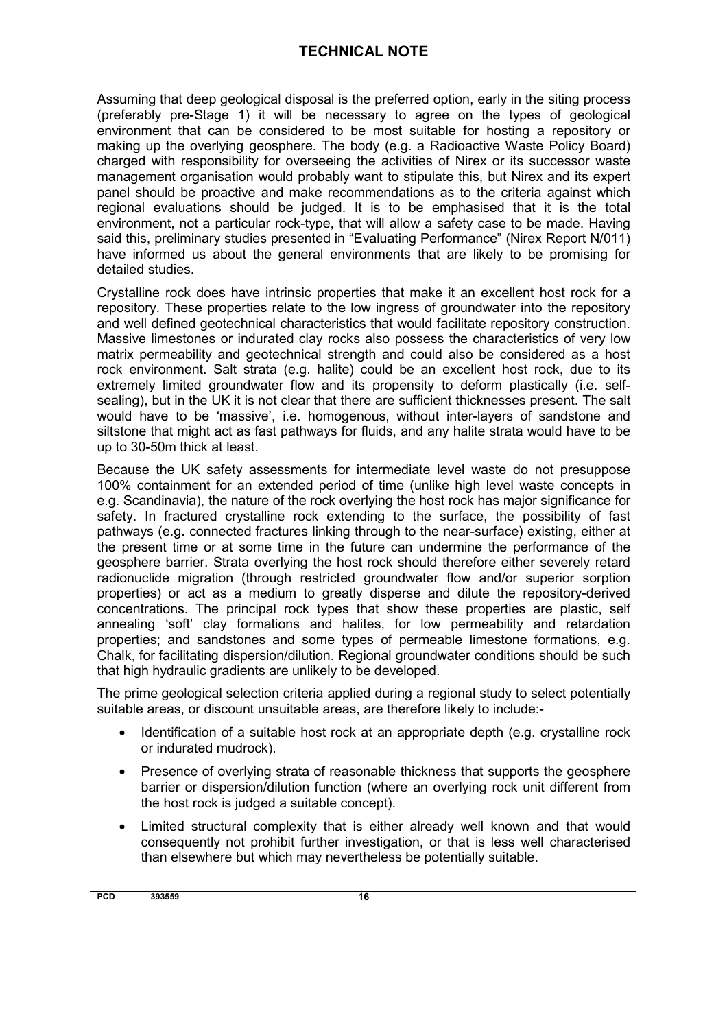Assuming that deep geological disposal is the preferred option, early in the siting process (preferably pre-Stage 1) it will be necessary to agree on the types of geological environment that can be considered to be most suitable for hosting a repository or making up the overlying geosphere. The body (e.g. a Radioactive Waste Policy Board) charged with responsibility for overseeing the activities of Nirex or its successor waste management organisation would probably want to stipulate this, but Nirex and its expert panel should be proactive and make recommendations as to the criteria against which regional evaluations should be judged. It is to be emphasised that it is the total environment, not a particular rock-type, that will allow a safety case to be made. Having said this, preliminary studies presented in "Evaluating Performance" (Nirex Report N/011) have informed us about the general environments that are likely to be promising for detailed studies.

Crystalline rock does have intrinsic properties that make it an excellent host rock for a repository. These properties relate to the low ingress of groundwater into the repository and well defined geotechnical characteristics that would facilitate repository construction. Massive limestones or indurated clay rocks also possess the characteristics of very low matrix permeability and geotechnical strength and could also be considered as a host rock environment. Salt strata (e.g. halite) could be an excellent host rock, due to its extremely limited groundwater flow and its propensity to deform plastically (i.e. self-sealing), but in the UK it is not clear that there are sufficient thicknesses present. The salt would have to be 'massive', i.e. homogenous, without inter-layers of sandstone and siltstone that might act as fast pathways for fluids, and any halite strata would have to be up to 30-50m thick at least.

Because the UK safety assessments for intermediate level waste do not presuppose 100% containment for an extended period of time (unlike high level waste concepts in e.g. Scandinavia), the nature of the rock overlying the host rock has major significance for safety. In fractured crystalline rock extending to the surface, the possibility of fast pathways (e.g. connected fractures linking through to the near-surface) existing, either at the present time or at some time in the future can undermine the performance of the geosphere barrier. Strata overlying the host rock should therefore either severely retard radionuclide migration (through restricted groundwater flow and/or superior sorption properties) or act as a medium to greatly disperse and dilute the repository-derived concentrations. The principal rock types that show these properties are plastic, self annealing 'soft' clay formations and halites, for low permeability and retardation properties; and sandstones and some types of permeable limestone formations, e.g. Chalk, for facilitating dispersion/dilution. Regional groundwater conditions should be such that high hydraulic gradients are unlikely to be developed.

The prime geological selection criteria applied during a regional study to select potentially suitable areas, or discount unsuitable areas, are therefore likely to include:-

- Identification of a suitable host rock at an appropriate depth (e.g. crystalline rock or indurated mudrock).
- Presence of overlying strata of reasonable thickness that supports the geosphere barrier or dispersion/dilution function (where an overlying rock unit different from the host rock is judged a suitable concept).
- Limited structural complexity that is either already well known and that would consequently not prohibit further investigation, or that is less well characterised than elsewhere but which may nevertheless be potentially suitable.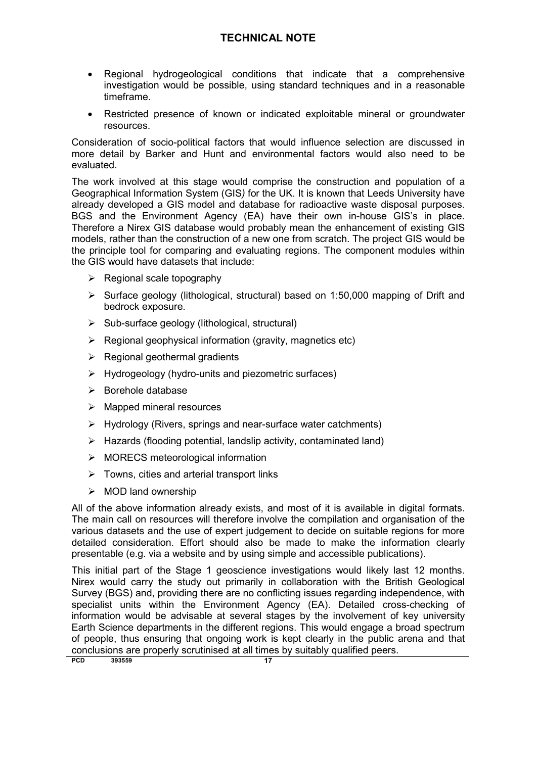- Regional hydrogeological conditions that indicate that a comprehensive investigation would be possible, using standard techniques and in a reasonable timeframe.
- Restricted presence of known or indicated exploitable mineral or groundwater resources.

Consideration of socio-political factors that would influence selection are discussed in more detail by Barker and Hunt and environmental factors would also need to be evaluated.

The work involved at this stage would comprise the construction and population of a Geographical Information System (GIS*)* for the UK. It is known that Leeds University have already developed a GIS model and database for radioactive waste disposal purposes. BGS and the Environment Agency (EA) have their own in-house GIS's in place. Therefore a Nirex GIS database would probably mean the enhancement of existing GIS models, rather than the construction of a new one from scratch. The project GIS would be the principle tool for comparing and evaluating regions. The component modules within the GIS would have datasets that include:

- Regional scale topography
- Surface geology (lithological, structural) based on 1:50,000 mapping of Drift and bedrock exposure.
- Sub-surface geology (lithological, structural)
- Regional geophysical information (gravity, magnetics etc)
- Regional geothermal gradients
- Hydrogeology (hydro-units and piezometric surfaces)
- Borehole database
- Mapped mineral resources
- Hydrology (Rivers, springs and near-surface water catchments)
- Hazards (flooding potential, landslip activity, contaminated land)
- MORECS meteorological information
- Towns, cities and arterial transport links
- MOD land ownership

All of the above information already exists, and most of it is available in digital formats. The main call on resources will therefore involve the compilation and organisation of the various datasets and the use of expert judgement to decide on suitable regions for more detailed consideration. Effort should also be made to make the information clearly presentable (e.g. via a website and by using simple and accessible publications).

This initial part of the Stage 1 geoscience investigations would likely last 12 months. Nirex would carry the study out primarily in collaboration with the British Geological Survey (BGS) and, providing there are no conflicting issues regarding independence, with specialist units within the Environment Agency (EA). Detailed cross-checking of information would be advisable at several stages by the involvement of key university Earth Science departments in the different regions. This would engage a broad spectrum of people, thus ensuring that ongoing work is kept clearly in the public arena and that conclusions are properly scrutinised at all times by suitably qualified peers.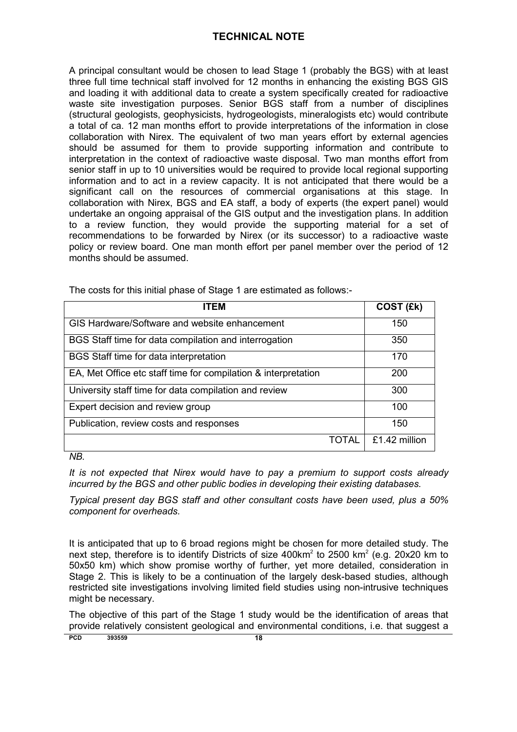A principal consultant would be chosen to lead Stage 1 (probably the BGS) with at least three full time technical staff involved for 12 months in enhancing the existing BGS GIS and loading it with additional data to create a system specifically created for radioactive waste site investigation purposes. Senior BGS staff from a number of disciplines (structural geologists, geophysicists, hydrogeologists, mineralogists etc) would contribute a total of ca. 12 man months effort to provide interpretations of the information in close collaboration with Nirex. The equivalent of two man years effort by external agencies should be assumed for them to provide supporting information and contribute to interpretation in the context of radioactive waste disposal. Two man months effort from senior staff in up to 10 universities would be required to provide local regional supporting information and to act in a review capacity. It is not anticipated that there would be a significant call on the resources of commercial organisations at this stage. In collaboration with Nirex, BGS and EA staff, a body of experts (the expert panel) would undertake an ongoing appraisal of the GIS output and the investigation plans. In addition to a review function, they would provide the supporting material for a set of recommendations to be forwarded by Nirex (or its successor) to a radioactive waste policy or review board. One man month effort per panel member over the period of 12 months should be assumed.

The costs for this initial phase of Stage 1 are estimated as follows:-

| ITEM | COST (£k) |
|---|---|
| GIS Hardware/Software and website enhancement | 150 |
| BGS Staff time for data compilation and interrogation | 350 |
| BGS Staff time for data interpretation | 170 |
| EA, Met Office etc staff time for compilation & interpretation | 200 |
| University staff time for data compilation and review | 300 |
| Expert decision and review group | 100 |
| Publication, review costs and responses | 150 |
| TOTAL | £1.42 million |

*NB.*

*It is not expected that Nirex would have to pay a premium to support costs already incurred by the BGS and other public bodies in developing their existing databases.*

*Typical present day BGS staff and other consultant costs have been used, plus a 50% component for overheads.*

It is anticipated that up to 6 broad regions might be chosen for more detailed study. The next step, therefore is to identify Districts of size 400km$^2$ to 2500 km$^2$ (e.g. 20x20 km to 50x50 km) which show promise worthy of further, yet more detailed, consideration in Stage 2. This is likely to be a continuation of the largely desk-based studies, although restricted site investigations involving limited field studies using non-intrusive techniques might be necessary.

The objective of this part of the Stage 1 study would be the identification of areas that provide relatively consistent geological and environmental conditions, i.e. that suggest a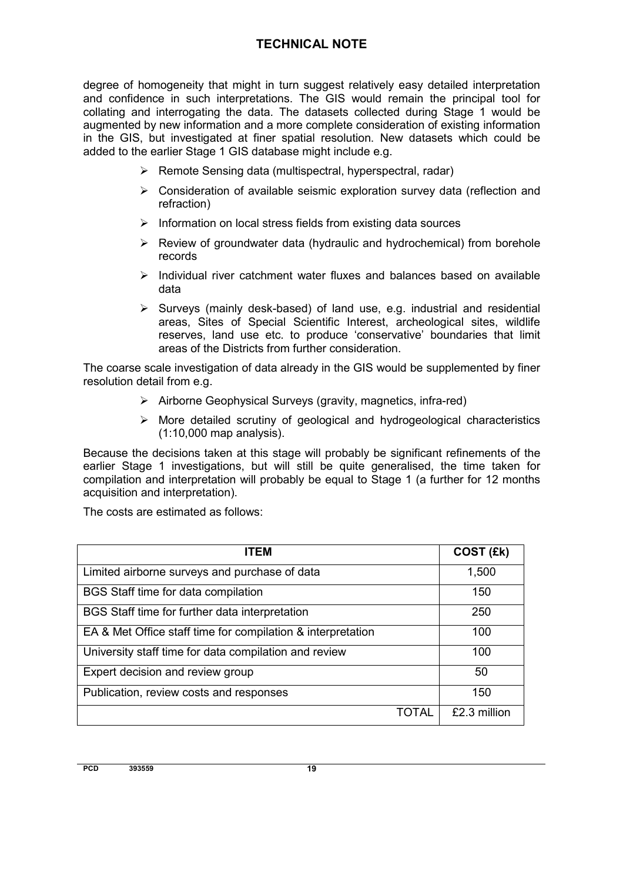degree of homogeneity that might in turn suggest relatively easy detailed interpretation and confidence in such interpretations. The GIS would remain the principal tool for collating and interrogating the data. The datasets collected during Stage 1 would be augmented by new information and a more complete consideration of existing information in the GIS, but investigated at finer spatial resolution. New datasets which could be added to the earlier Stage 1 GIS database might include e.g.

- Remote Sensing data (multispectral, hyperspectral, radar)
- Consideration of available seismic exploration survey data (reflection and refraction)
- Information on local stress fields from existing data sources
- Review of groundwater data (hydraulic and hydrochemical) from borehole records
- Individual river catchment water fluxes and balances based on available data
- Surveys (mainly desk-based) of land use, e.g. industrial and residential areas, Sites of Special Scientific Interest, archeological sites, wildlife reserves, land use etc. to produce 'conservative' boundaries that limit areas of the Districts from further consideration.

The coarse scale investigation of data already in the GIS would be supplemented by finer resolution detail from e.g.

- Airborne Geophysical Surveys (gravity, magnetics, infra-red)
- More detailed scrutiny of geological and hydrogeological characteristics (1:10,000 map analysis).

Because the decisions taken at this stage will probably be significant refinements of the earlier Stage 1 investigations, but will still be quite generalised, the time taken for compilation and interpretation will probably be equal to Stage 1 (a further for 12 months acquisition and interpretation).

The costs are estimated as follows:

| ITEM | COST (£k) |
|---|---|
| Limited airborne surveys and purchase of data | 1,500 |
| BGS Staff time for data compilation | 150 |
| BGS Staff time for further data interpretation | 250 |
| EA & Met Office staff time for compilation & interpretation | 100 |
| University staff time for data compilation and review | 100 |
| Expert decision and review group | 50 |
| Publication, review costs and responses | 150 |
| TOTAL | £2.3 million |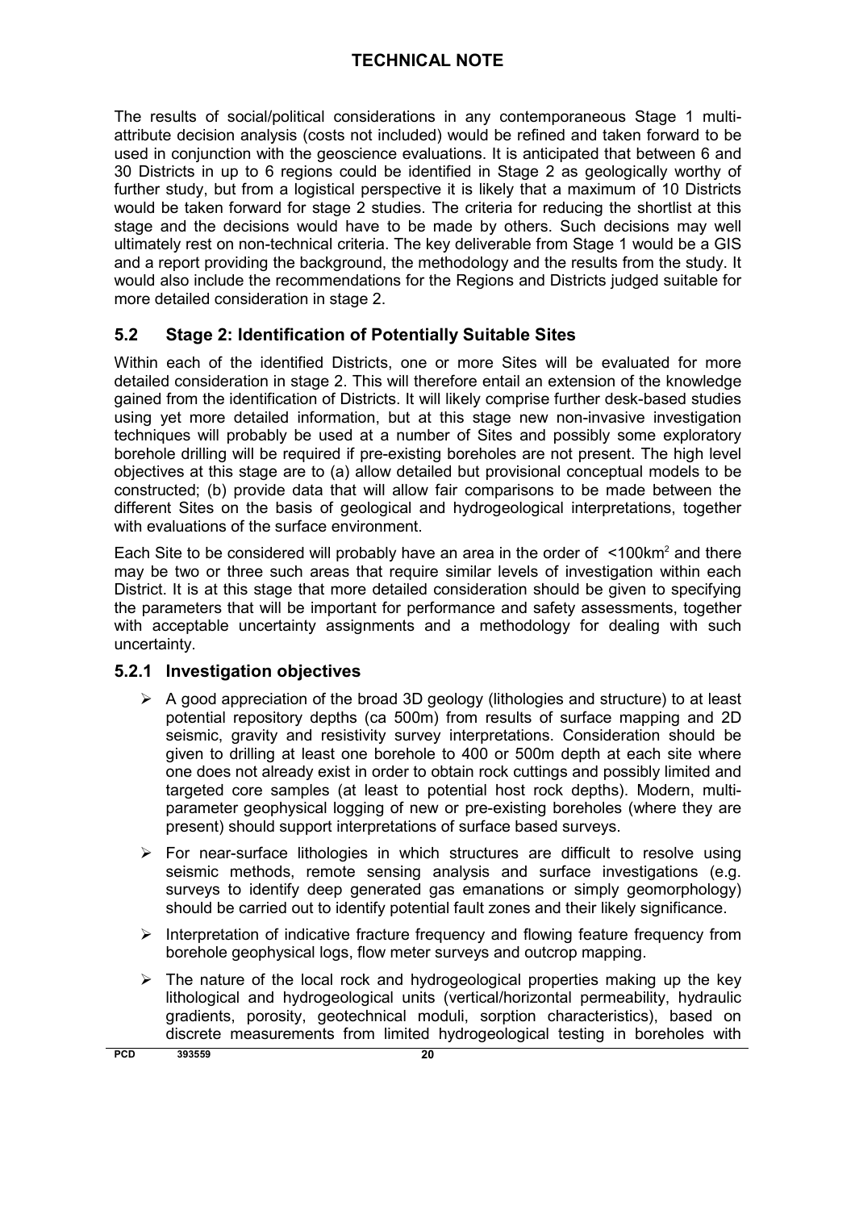The results of social/political considerations in any contemporaneous Stage 1 multi-attribute decision analysis (costs not included) would be refined and taken forward to be used in conjunction with the geoscience evaluations. It is anticipated that between 6 and 30 Districts in up to 6 regions could be identified in Stage 2 as geologically worthy of further study, but from a logistical perspective it is likely that a maximum of 10 Districts would be taken forward for stage 2 studies. The criteria for reducing the shortlist at this stage and the decisions would have to be made by others. Such decisions may well ultimately rest on non-technical criteria. The key deliverable from Stage 1 would be a GIS and a report providing the background, the methodology and the results from the study. It would also include the recommendations for the Regions and Districts judged suitable for more detailed consideration in stage 2.

## 5.2 Stage 2: Identification of Potentially Suitable Sites

Within each of the identified Districts, one or more Sites will be evaluated for more detailed consideration in stage 2. This will therefore entail an extension of the knowledge gained from the identification of Districts. It will likely comprise further desk-based studies using yet more detailed information, but at this stage new non-invasive investigation techniques will probably be used at a number of Sites and possibly some exploratory borehole drilling will be required if pre-existing boreholes are not present. The high level objectives at this stage are to (a) allow detailed but provisional conceptual models to be constructed; (b) provide data that will allow fair comparisons to be made between the different Sites on the basis of geological and hydrogeological interpretations, together with evaluations of the surface environment.

Each Site to be considered will probably have an area in the order of <100km$^2$ and there may be two or three such areas that require similar levels of investigation within each District. It is at this stage that more detailed consideration should be given to specifying the parameters that will be important for performance and safety assessments, together with acceptable uncertainty assignments and a methodology for dealing with such uncertainty.

### 5.2.1 Investigation objectives

- A good appreciation of the broad 3D geology (lithologies and structure) to at least potential repository depths (ca 500m) from results of surface mapping and 2D seismic, gravity and resistivity survey interpretations. Consideration should be given to drilling at least one borehole to 400 or 500m depth at each site where one does not already exist in order to obtain rock cuttings and possibly limited and targeted core samples (at least to potential host rock depths). Modern, multi-parameter geophysical logging of new or pre-existing boreholes (where they are present) should support interpretations of surface based surveys.
- For near-surface lithologies in which structures are difficult to resolve using seismic methods, remote sensing analysis and surface investigations (e.g. surveys to identify deep generated gas emanations or simply geomorphology) should be carried out to identify potential fault zones and their likely significance.
- Interpretation of indicative fracture frequency and flowing feature frequency from borehole geophysical logs, flow meter surveys and outcrop mapping.
- The nature of the local rock and hydrogeological properties making up the key lithological and hydrogeological units (vertical/horizontal permeability, hydraulic gradients, porosity, geotechnical moduli, sorption characteristics), based on discrete measurements from limited hydrogeological testing in boreholes with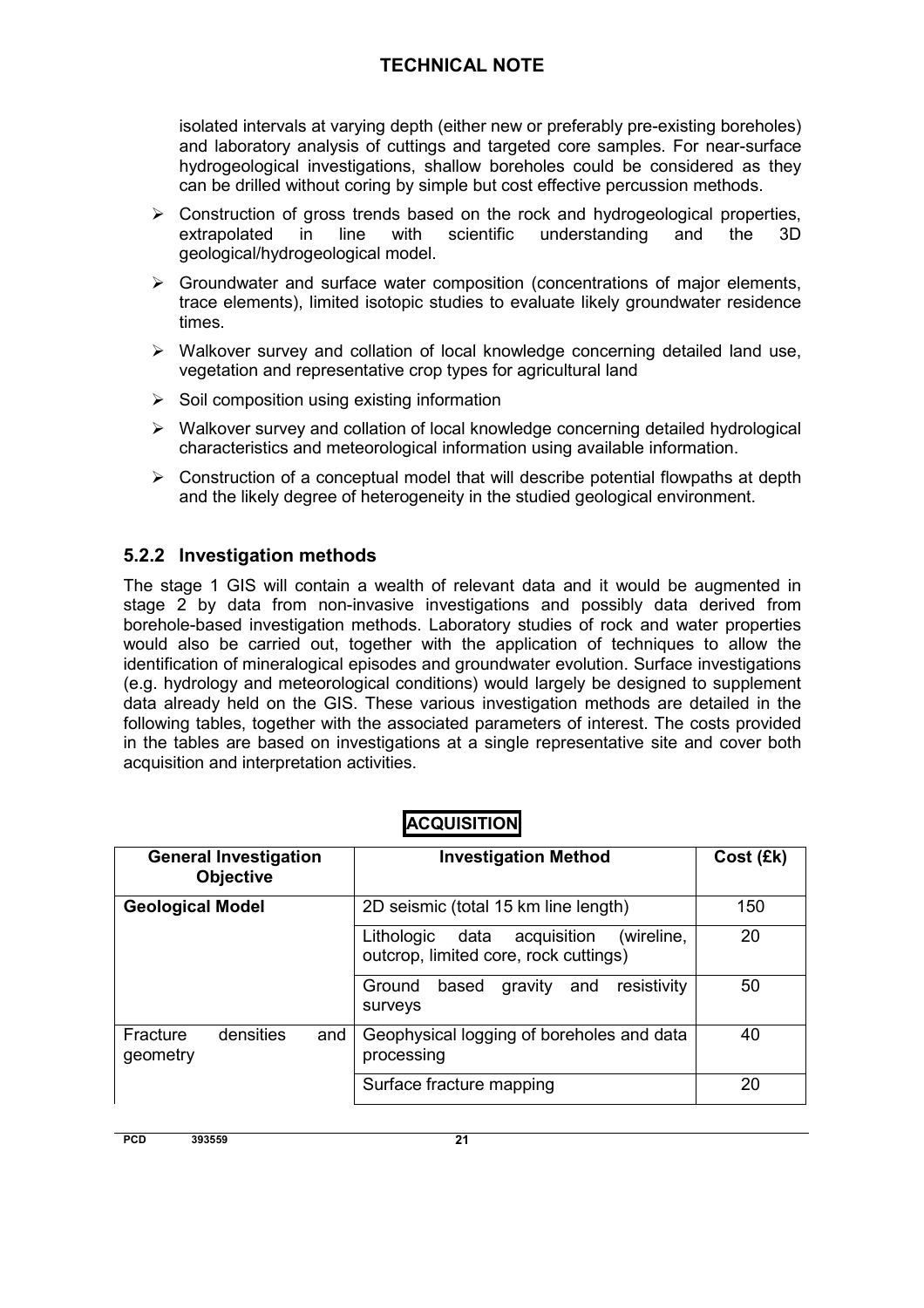isolated intervals at varying depth (either new or preferably pre-existing boreholes) and laboratory analysis of cuttings and targeted core samples. For near-surface hydrogeological investigations, shallow boreholes could be considered as they can be drilled without coring by simple but cost effective percussion methods.

- Construction of gross trends based on the rock and hydrogeological properties, extrapolated in line with scientific understanding and the 3D geological/hydrogeological model.
- Groundwater and surface water composition (concentrations of major elements, trace elements), limited isotopic studies to evaluate likely groundwater residence times.
- Walkover survey and collation of local knowledge concerning detailed land use, vegetation and representative crop types for agricultural land
- Soil composition using existing information
- Walkover survey and collation of local knowledge concerning detailed hydrological characteristics and meteorological information using available information.
- Construction of a conceptual model that will describe potential flowpaths at depth and the likely degree of heterogeneity in the studied geological environment.

### 5.2.2 Investigation methods

The stage 1 GIS will contain a wealth of relevant data and it would be augmented in stage 2 by data from non-invasive investigations and possibly data derived from borehole-based investigation methods. Laboratory studies of rock and water properties would also be carried out, together with the application of techniques to allow the identification of mineralogical episodes and groundwater evolution. Surface investigations (e.g. hydrology and meteorological conditions) would largely be designed to supplement data already held on the GIS. These various investigation methods are detailed in the following tables, together with the associated parameters of interest. The costs provided in the tables are based on investigations at a single representative site and cover both acquisition and interpretation activities.

**ACQUISITION**

| General Investigation Objective | Investigation Method | Cost (£k) |
|---|---|---|
| **Geological Model** | 2D seismic (total 15 km line length) | 150 |
| | Lithologic data acquisition (wireline, outcrop, limited core, rock cuttings) | 20 |
| | Ground based gravity and resistivity surveys | 50 |
| Fracture densities and geometry | Geophysical logging of boreholes and data processing | 40 |
| | Surface fracture mapping | 20 |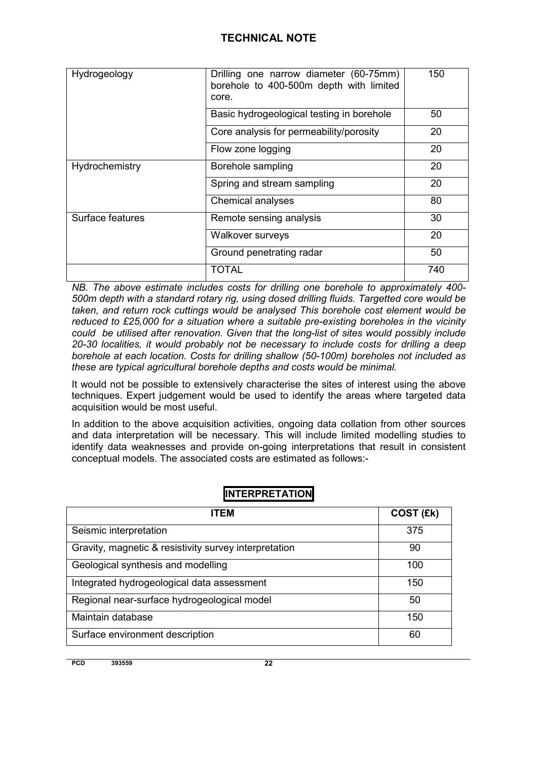| | | |
|---|---|---|
| Hydrogeology | Drilling one narrow diameter (60-75mm) borehole to 400-500m depth with limited core. | 150 |
| | Basic hydrogeological testing in borehole | 50 |
| | Core analysis for permeability/porosity | 20 |
| | Flow zone logging | 20 |
| Hydrochemistry | Borehole sampling | 20 |
| | Spring and stream sampling | 20 |
| | Chemical analyses | 80 |
| Surface features | Remote sensing analysis | 30 |
| | Walkover surveys | 20 |
| | Ground penetrating radar | 50 |
| | TOTAL | 740 |

*NB. The above estimate includes costs for drilling one borehole to approximately 400-500m depth with a standard rotary rig, using dosed drilling fluids. Targetted core would be taken, and return rock cuttings would be analysed This borehole cost element would be reduced to £25,000 for a situation where a suitable pre-existing boreholes in the vicinity could be utilised after renovation. Given that the long-list of sites would possibly include 20-30 localities, it would probably not be necessary to include costs for drilling a deep borehole at each location. Costs for drilling shallow (50-100m) boreholes not included as these are typical agricultural borehole depths and costs would be minimal.*

It would not be possible to extensively characterise the sites of interest using the above techniques. Expert judgement would be used to identify the areas where targeted data acquisition would be most useful.

In addition to the above acquisition activities, ongoing data collation from other sources and data interpretation will be necessary. This will include limited modelling studies to identify data weaknesses and provide on-going interpretations that result in consistent conceptual models. The associated costs are estimated as follows:-

**INTERPRETATION**

| ITEM | COST (£k) |
|---|---|
| Seismic interpretation | 375 |
| Gravity, magnetic & resistivity survey interpretation | 90 |
| Geological synthesis and modelling | 100 |
| Integrated hydrogeological data assessment | 150 |
| Regional near-surface hydrogeological model | 50 |
| Maintain database | 150 |
| Surface environment description | 60 |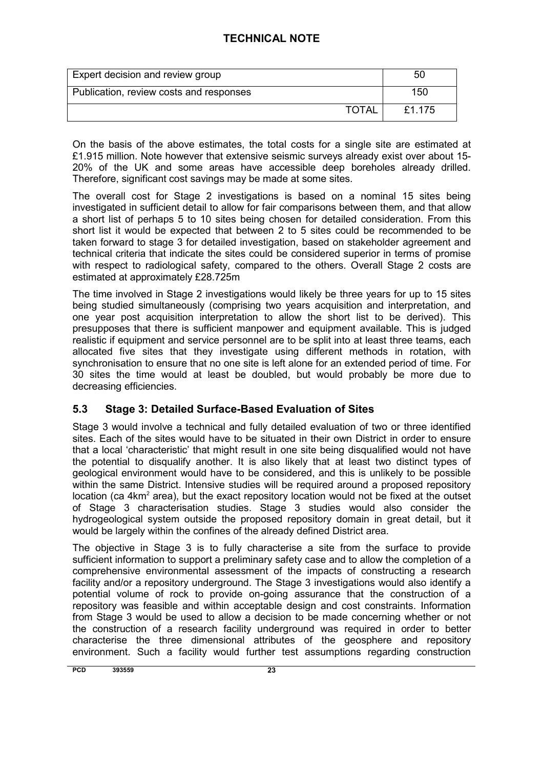| | |
|---|---|
| Expert decision and review group | 50 |
| Publication, review costs and responses | 150 |
| TOTAL | £1.175 |

On the basis of the above estimates, the total costs for a single site are estimated at £1.915 million. Note however that extensive seismic surveys already exist over about 15-20% of the UK and some areas have accessible deep boreholes already drilled. Therefore, significant cost savings may be made at some sites.

The overall cost for Stage 2 investigations is based on a nominal 15 sites being investigated in sufficient detail to allow for fair comparisons between them, and that allow a short list of perhaps 5 to 10 sites being chosen for detailed consideration. From this short list it would be expected that between 2 to 5 sites could be recommended to be taken forward to stage 3 for detailed investigation, based on stakeholder agreement and technical criteria that indicate the sites could be considered superior in terms of promise with respect to radiological safety, compared to the others. Overall Stage 2 costs are estimated at approximately £28.725m

The time involved in Stage 2 investigations would likely be three years for up to 15 sites being studied simultaneously (comprising two years acquisition and interpretation, and one year post acquisition interpretation to allow the short list to be derived). This presupposes that there is sufficient manpower and equipment available. This is judged realistic if equipment and service personnel are to be split into at least three teams, each allocated five sites that they investigate using different methods in rotation, with synchronisation to ensure that no one site is left alone for an extended period of time. For 30 sites the time would at least be doubled, but would probably be more due to decreasing efficiencies.

## 5.3 Stage 3: Detailed Surface-Based Evaluation of Sites

Stage 3 would involve a technical and fully detailed evaluation of two or three identified sites. Each of the sites would have to be situated in their own District in order to ensure that a local 'characteristic' that might result in one site being disqualified would not have the potential to disqualify another. It is also likely that at least two distinct types of geological environment would have to be considered, and this is unlikely to be possible within the same District. Intensive studies will be required around a proposed repository location (ca 4km$^2$ area), but the exact repository location would not be fixed at the outset of Stage 3 characterisation studies. Stage 3 studies would also consider the hydrogeological system outside the proposed repository domain in great detail, but it would be largely within the confines of the already defined District area.

The objective in Stage 3 is to fully characterise a site from the surface to provide sufficient information to support a preliminary safety case and to allow the completion of a comprehensive environmental assessment of the impacts of constructing a research facility and/or a repository underground. The Stage 3 investigations would also identify a potential volume of rock to provide on-going assurance that the construction of a repository was feasible and within acceptable design and cost constraints. Information from Stage 3 would be used to allow a decision to be made concerning whether or not the construction of a research facility underground was required in order to better characterise the three dimensional attributes of the geosphere and repository environment. Such a facility would further test assumptions regarding construction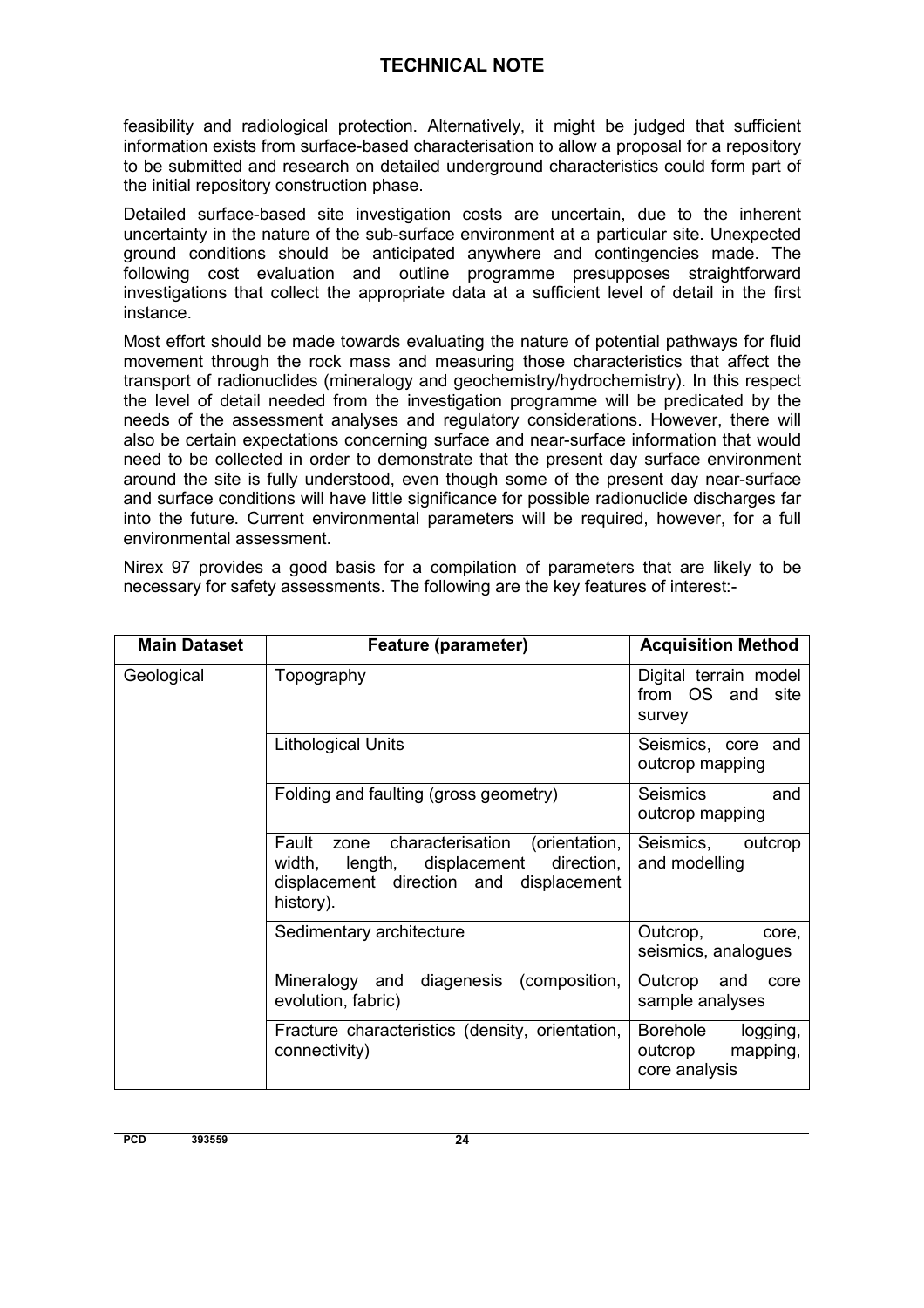feasibility and radiological protection. Alternatively, it might be judged that sufficient information exists from surface-based characterisation to allow a proposal for a repository to be submitted and research on detailed underground characteristics could form part of the initial repository construction phase.

Detailed surface-based site investigation costs are uncertain, due to the inherent uncertainty in the nature of the sub-surface environment at a particular site. Unexpected ground conditions should be anticipated anywhere and contingencies made. The following cost evaluation and outline programme presupposes straightforward investigations that collect the appropriate data at a sufficient level of detail in the first instance.

Most effort should be made towards evaluating the nature of potential pathways for fluid movement through the rock mass and measuring those characteristics that affect the transport of radionuclides (mineralogy and geochemistry/hydrochemistry). In this respect the level of detail needed from the investigation programme will be predicated by the needs of the assessment analyses and regulatory considerations. However, there will also be certain expectations concerning surface and near-surface information that would need to be collected in order to demonstrate that the present day surface environment around the site is fully understood, even though some of the present day near-surface and surface conditions will have little significance for possible radionuclide discharges far into the future. Current environmental parameters will be required, however, for a full environmental assessment.

Nirex 97 provides a good basis for a compilation of parameters that are likely to be necessary for safety assessments. The following are the key features of interest:-

| Main Dataset | Feature (parameter) | Acquisition Method |
|---|---|---|
| Geological | Topography | Digital terrain model from OS and site survey |
| | Lithological Units | Seismics, core and outcrop mapping |
| | Folding and faulting (gross geometry) | Seismics and outcrop mapping |
| | Fault zone characterisation (orientation, width, length, displacement direction, displacement direction and displacement history). | Seismics, outcrop and modelling |
| | Sedimentary architecture | Outcrop, core, seismics, analogues |
| | Mineralogy and diagenesis (composition, evolution, fabric) | Outcrop and core sample analyses |
| | Fracture characteristics (density, orientation, connectivity) | Borehole logging, outcrop mapping, core analysis |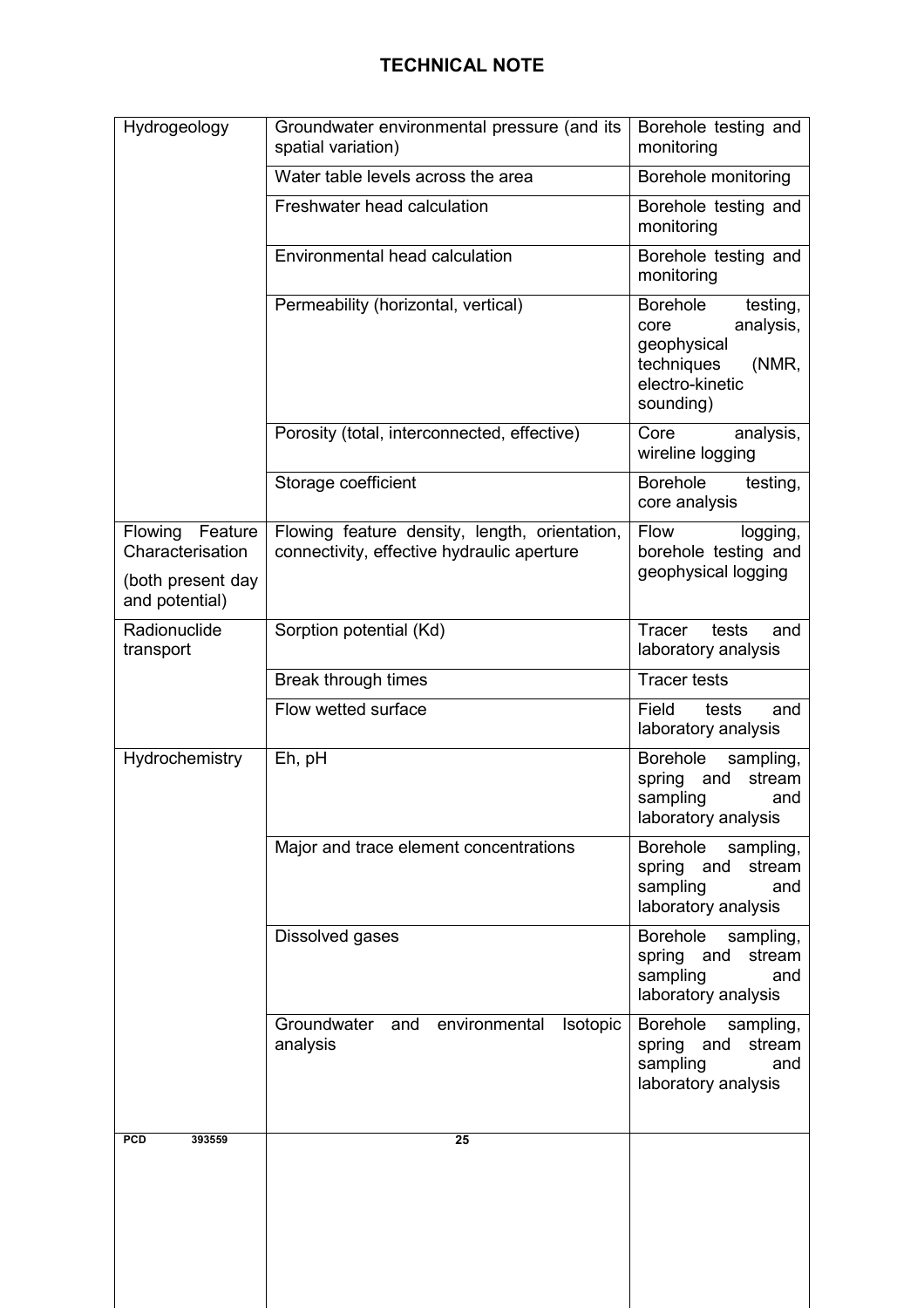| | | |
|---|---|---|
| Hydrogeology | Groundwater environmental pressure (and its spatial variation) | Borehole testing and monitoring |
| | Water table levels across the area | Borehole monitoring |
| | Freshwater head calculation | Borehole testing and monitoring |
| | Environmental head calculation | Borehole testing and monitoring |
| | Permeability (horizontal, vertical) | Borehole testing, core analysis, geophysical techniques (NMR, electro-kinetic sounding) |
| | Porosity (total, interconnected, effective) | Core analysis, wireline logging |
| | Storage coefficient | Borehole testing, core analysis |
| Flowing Feature Characterisation (both present day and potential) | Flowing feature density, length, orientation, connectivity, effective hydraulic aperture | Flow logging, borehole testing and geophysical logging |
| Radionuclide transport | Sorption potential (Kd) | Tracer tests and laboratory analysis |
| | Break through times | Tracer tests |
| | Flow wetted surface | Field tests and laboratory analysis |
| Hydrochemistry | Eh, pH | Borehole sampling, spring and stream sampling and laboratory analysis |
| | Major and trace element concentrations | Borehole sampling, spring and stream sampling and laboratory analysis |
| | Dissolved gases | Borehole sampling, spring and stream sampling and laboratory analysis |
| | Groundwater and environmental Isotopic analysis | Borehole sampling, spring and stream sampling and laboratory analysis |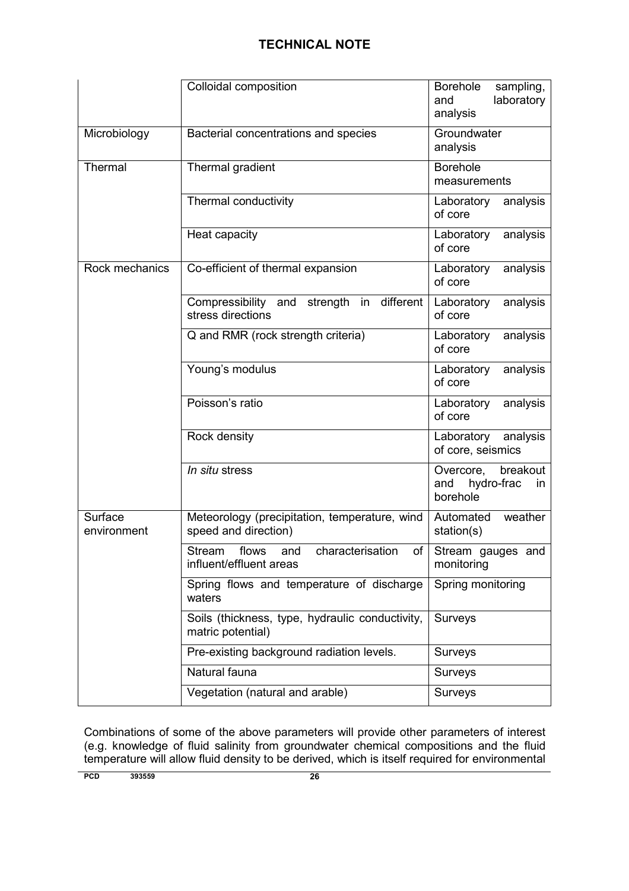| | | |
|---|---|---|
| | Colloidal composition | Borehole sampling, and laboratory analysis |
| Microbiology | Bacterial concentrations and species | Groundwater analysis |
| Thermal | Thermal gradient | Borehole measurements |
| | Thermal conductivity | Laboratory analysis of core |
| | Heat capacity | Laboratory analysis of core |
| Rock mechanics | Co-efficient of thermal expansion | Laboratory analysis of core |
| | Compressibility and strength in different stress directions | Laboratory analysis of core |
| | Q and RMR (rock strength criteria) | Laboratory analysis of core |
| | Young's modulus | Laboratory analysis of core |
| | Poisson's ratio | Laboratory analysis of core |
| | Rock density | Laboratory analysis of core, seismics |
| | *In situ* stress | Overcore, breakout and hydro-frac in borehole |
| Surface environment | Meteorology (precipitation, temperature, wind speed and direction) | Automated weather station(s) |
| | Stream flows and characterisation of influent/effluent areas | Stream gauges and monitoring |
| | Spring flows and temperature of discharge waters | Spring monitoring |
| | Soils (thickness, type, hydraulic conductivity, matric potential) | Surveys |
| | Pre-existing background radiation levels. | Surveys |
| | Natural fauna | Surveys |
| | Vegetation (natural and arable) | Surveys |

Combinations of some of the above parameters will provide other parameters of interest (e.g. knowledge of fluid salinity from groundwater chemical compositions and the fluid temperature will allow fluid density to be derived, which is itself required for environmental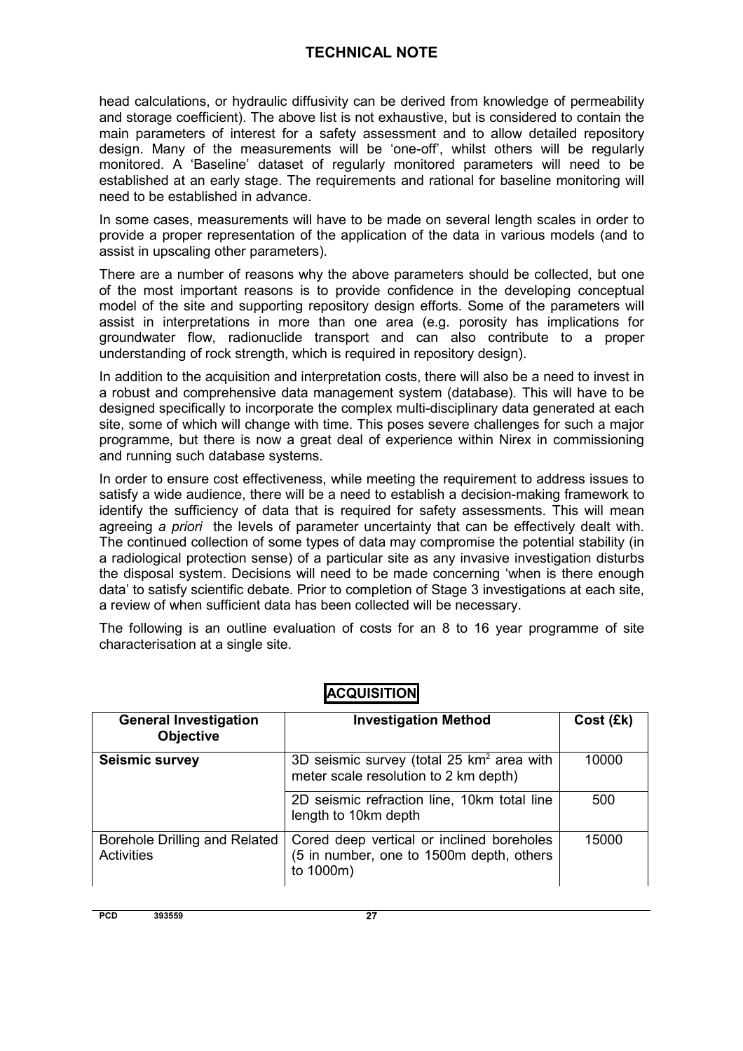head calculations, or hydraulic diffusivity can be derived from knowledge of permeability and storage coefficient). The above list is not exhaustive, but is considered to contain the main parameters of interest for a safety assessment and to allow detailed repository design. Many of the measurements will be 'one-off', whilst others will be regularly monitored. A 'Baseline' dataset of regularly monitored parameters will need to be established at an early stage. The requirements and rational for baseline monitoring will need to be established in advance.

In some cases, measurements will have to be made on several length scales in order to provide a proper representation of the application of the data in various models (and to assist in upscaling other parameters).

There are a number of reasons why the above parameters should be collected, but one of the most important reasons is to provide confidence in the developing conceptual model of the site and supporting repository design efforts. Some of the parameters will assist in interpretations in more than one area (e.g. porosity has implications for groundwater flow, radionuclide transport and can also contribute to a proper understanding of rock strength, which is required in repository design).

In addition to the acquisition and interpretation costs, there will also be a need to invest in a robust and comprehensive data management system (database). This will have to be designed specifically to incorporate the complex multi-disciplinary data generated at each site, some of which will change with time. This poses severe challenges for such a major programme, but there is now a great deal of experience within Nirex in commissioning and running such database systems.

In order to ensure cost effectiveness, while meeting the requirement to address issues to satisfy a wide audience, there will be a need to establish a decision-making framework to identify the sufficiency of data that is required for safety assessments. This will mean agreeing *a priori* the levels of parameter uncertainty that can be effectively dealt with. The continued collection of some types of data may compromise the potential stability (in a radiological protection sense) of a particular site as any invasive investigation disturbs the disposal system. Decisions will need to be made concerning 'when is there enough data' to satisfy scientific debate. Prior to completion of Stage 3 investigations at each site, a review of when sufficient data has been collected will be necessary.

The following is an outline evaluation of costs for an 8 to 16 year programme of site characterisation at a single site.

**ACQUISITION**

| General Investigation Objective | Investigation Method | Cost (£k) |
|---|---|---|
| **Seismic survey** | 3D seismic survey (total 25 km$^2$ area with meter scale resolution to 2 km depth) | 10000 |
| | 2D seismic refraction line, 10km total line length to 10km depth | 500 |
| Borehole Drilling and Related Activities | Cored deep vertical or inclined boreholes (5 in number, one to 1500m depth, others to 1000m) | 15000 |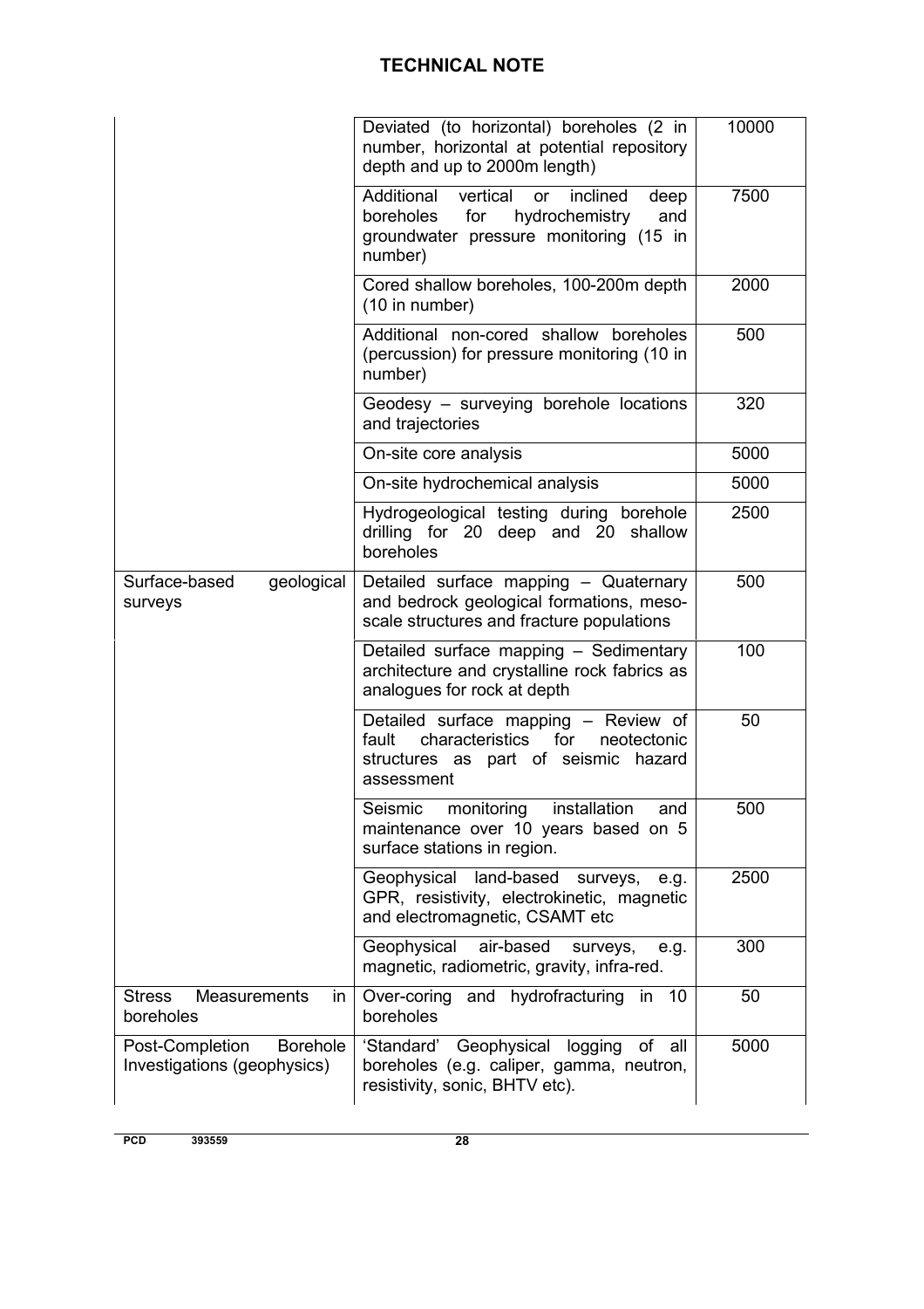| | | |
|---|---|---|
| | Deviated (to horizontal) boreholes (2 in number, horizontal at potential repository depth and up to 2000m length) | 10000 |
| | Additional vertical or inclined deep boreholes for hydrochemistry and groundwater pressure monitoring (15 in number) | 7500 |
| | Cored shallow boreholes, 100-200m depth (10 in number) | 2000 |
| | Additional non-cored shallow boreholes (percussion) for pressure monitoring (10 in number) | 500 |
| | Geodesy – surveying borehole locations and trajectories | 320 |
| | On-site core analysis | 5000 |
| | On-site hydrochemical analysis | 5000 |
| | Hydrogeological testing during borehole drilling for 20 deep and 20 shallow boreholes | 2500 |
| Surface-based geological surveys | Detailed surface mapping – Quaternary and bedrock geological formations, meso-scale structures and fracture populations | 500 |
| | Detailed surface mapping – Sedimentary architecture and crystalline rock fabrics as analogues for rock at depth | 100 |
| | Detailed surface mapping – Review of fault characteristics for neotectonic structures as part of seismic hazard assessment | 50 |
| | Seismic monitoring installation and maintenance over 10 years based on 5 surface stations in region. | 500 |
| | Geophysical land-based surveys, e.g. GPR, resistivity, electrokinetic, magnetic and electromagnetic, CSAMT etc | 2500 |
| | Geophysical air-based surveys, e.g. magnetic, radiometric, gravity, infra-red. | 300 |
| Stress Measurements in boreholes | Over-coring and hydrofracturing in 10 boreholes | 50 |
| Post-Completion Borehole Investigations (geophysics) | 'Standard' Geophysical logging of all boreholes (e.g. caliper, gamma, neutron, resistivity, sonic, BHTV etc). | 5000 |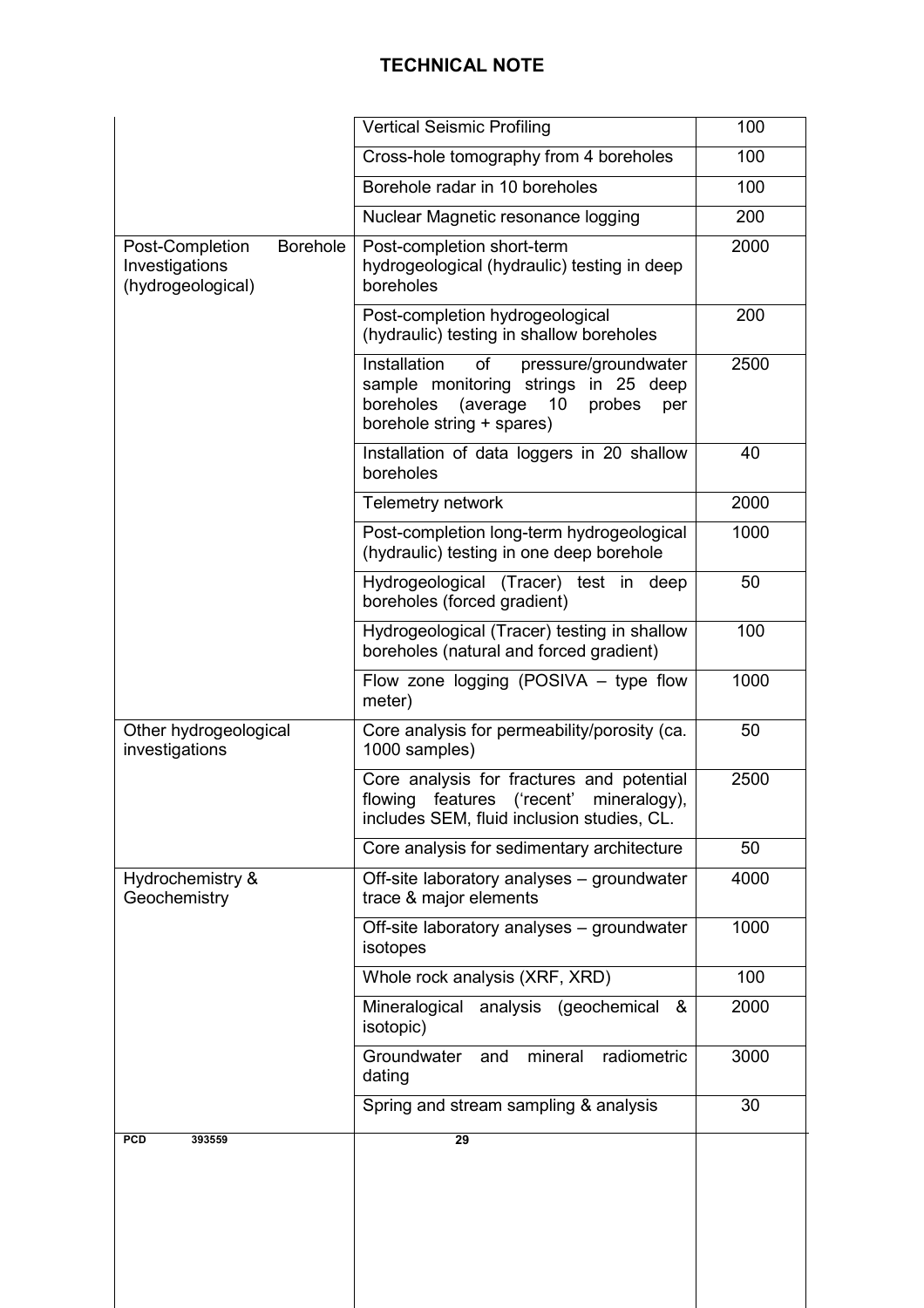**TECHNICAL NOTE**

| | | |
|---|---|---|
| | Vertical Seismic Profiling | 100 |
| | Cross-hole tomography from 4 boreholes | 100 |
| | Borehole radar in 10 boreholes | 100 |
| | Nuclear Magnetic resonance logging | 200 |
| Post-Completion Borehole Investigations (hydrogeological) | Post-completion short-term hydrogeological (hydraulic) testing in deep boreholes | 2000 |
| | Post-completion hydrogeological (hydraulic) testing in shallow boreholes | 200 |
| | Installation of pressure/groundwater sample monitoring strings in 25 deep boreholes (average 10 probes per borehole string + spares) | 2500 |
| | Installation of data loggers in 20 shallow boreholes | 40 |
| | Telemetry network | 2000 |
| | Post-completion long-term hydrogeological (hydraulic) testing in one deep borehole | 1000 |
| | Hydrogeological (Tracer) test in deep boreholes (forced gradient) | 50 |
| | Hydrogeological (Tracer) testing in shallow boreholes (natural and forced gradient) | 100 |
| | Flow zone logging (POSIVA – type flow meter) | 1000 |
| Other hydrogeological investigations | Core analysis for permeability/porosity (ca. 1000 samples) | 50 |
| | Core analysis for fractures and potential flowing features ('recent' mineralogy), includes SEM, fluid inclusion studies, CL. | 2500 |
| | Core analysis for sedimentary architecture | 50 |
| Hydrochemistry & Geochemistry | Off-site laboratory analyses – groundwater trace & major elements | 4000 |
| | Off-site laboratory analyses – groundwater isotopes | 1000 |
| | Whole rock analysis (XRF, XRD) | 100 |
| | Mineralogical analysis (geochemical & isotopic) | 2000 |
| | Groundwater and mineral radiometric dating | 3000 |
| | Spring and stream sampling & analysis | 30 |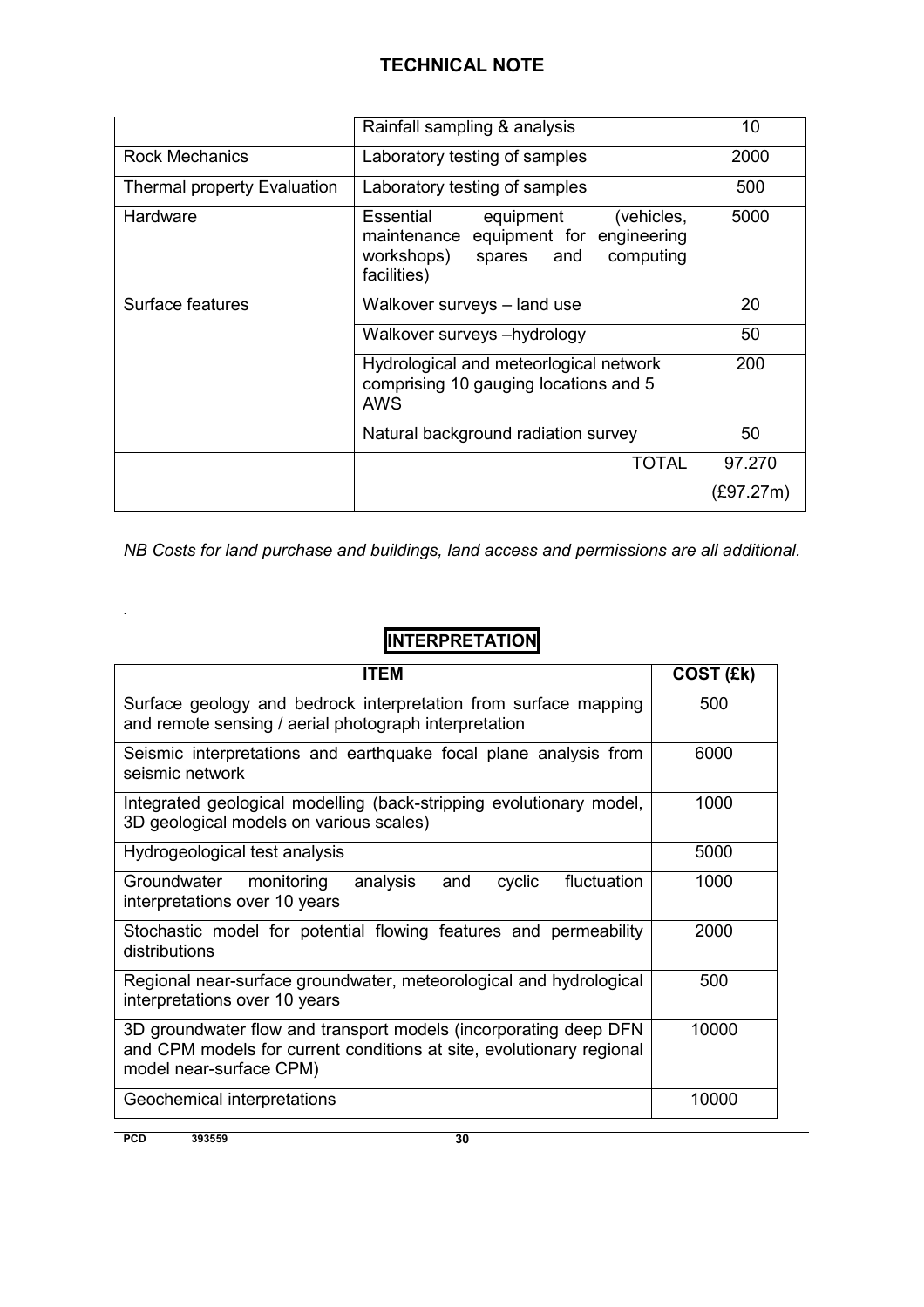| | | |
|---|---|---|
| | Rainfall sampling & analysis | 10 |
| Rock Mechanics | Laboratory testing of samples | 2000 |
| Thermal property Evaluation | Laboratory testing of samples | 500 |
| Hardware | Essential equipment (vehicles, maintenance equipment for engineering workshops) spares and computing facilities) | 5000 |
| Surface features | Walkover surveys – land use | 20 |
| | Walkover surveys –hydrology | 50 |
| | Hydrological and meteorlogical network comprising 10 gauging locations and 5 AWS | 200 |
| | Natural background radiation survey | 50 |
| | TOTAL | 97.270 (£97.27m) |

*NB Costs for land purchase and buildings, land access and permissions are all additional.*

.

## INTERPRETATION

| ITEM | COST (£k) |
|---|---|
| Surface geology and bedrock interpretation from surface mapping and remote sensing / aerial photograph interpretation | 500 |
| Seismic interpretations and earthquake focal plane analysis from seismic network | 6000 |
| Integrated geological modelling (back-stripping evolutionary model, 3D geological models on various scales) | 1000 |
| Hydrogeological test analysis | 5000 |
| Groundwater monitoring analysis and cyclic fluctuation interpretations over 10 years | 1000 |
| Stochastic model for potential flowing features and permeability distributions | 2000 |
| Regional near-surface groundwater, meteorological and hydrological interpretations over 10 years | 500 |
| 3D groundwater flow and transport models (incorporating deep DFN and CPM models for current conditions at site, evolutionary regional model near-surface CPM) | 10000 |
| Geochemical interpretations | 10000 |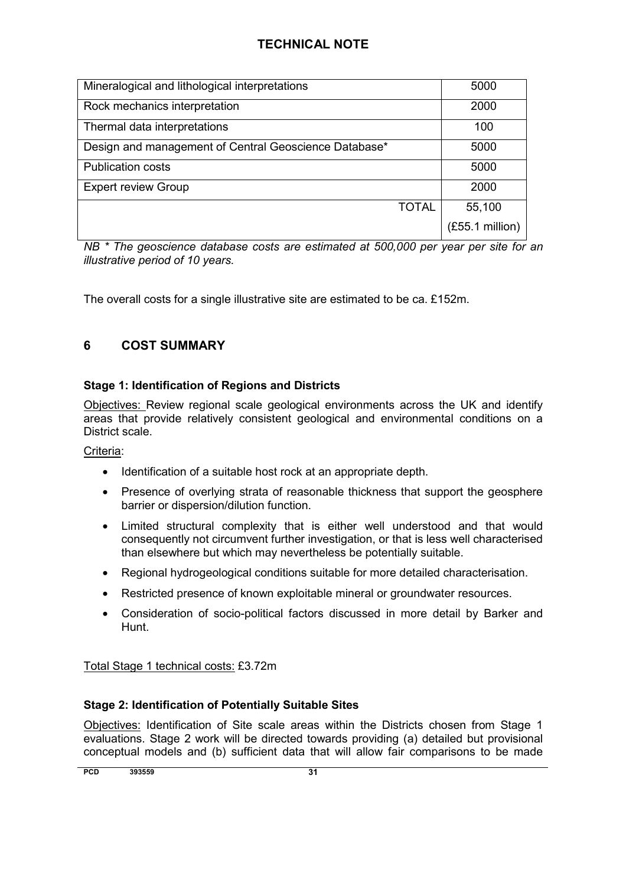| | |
|---|---|
| Mineralogical and lithological interpretations | 5000 |
| Rock mechanics interpretation | 2000 |
| Thermal data interpretations | 100 |
| Design and management of Central Geoscience Database* | 5000 |
| Publication costs | 5000 |
| Expert review Group | 2000 |
| TOTAL | 55,100 (£55.1 million) |

*NB * The geoscience database costs are estimated at 500,000 per year per site for an illustrative period of 10 years.*

The overall costs for a single illustrative site are estimated to be ca. £152m.

## 6 COST SUMMARY

### Stage 1: Identification of Regions and Districts

Objectives: Review regional scale geological environments across the UK and identify areas that provide relatively consistent geological and environmental conditions on a District scale.

Criteria:

- Identification of a suitable host rock at an appropriate depth.
- Presence of overlying strata of reasonable thickness that support the geosphere barrier or dispersion/dilution function.
- Limited structural complexity that is either well understood and that would consequently not circumvent further investigation, or that is less well characterised than elsewhere but which may nevertheless be potentially suitable.
- Regional hydrogeological conditions suitable for more detailed characterisation.
- Restricted presence of known exploitable mineral or groundwater resources.
- Consideration of socio-political factors discussed in more detail by Barker and Hunt.

Total Stage 1 technical costs: £3.72m

### Stage 2: Identification of Potentially Suitable Sites

Objectives: Identification of Site scale areas within the Districts chosen from Stage 1 evaluations. Stage 2 work will be directed towards providing (a) detailed but provisional conceptual models and (b) sufficient data that will allow fair comparisons to be made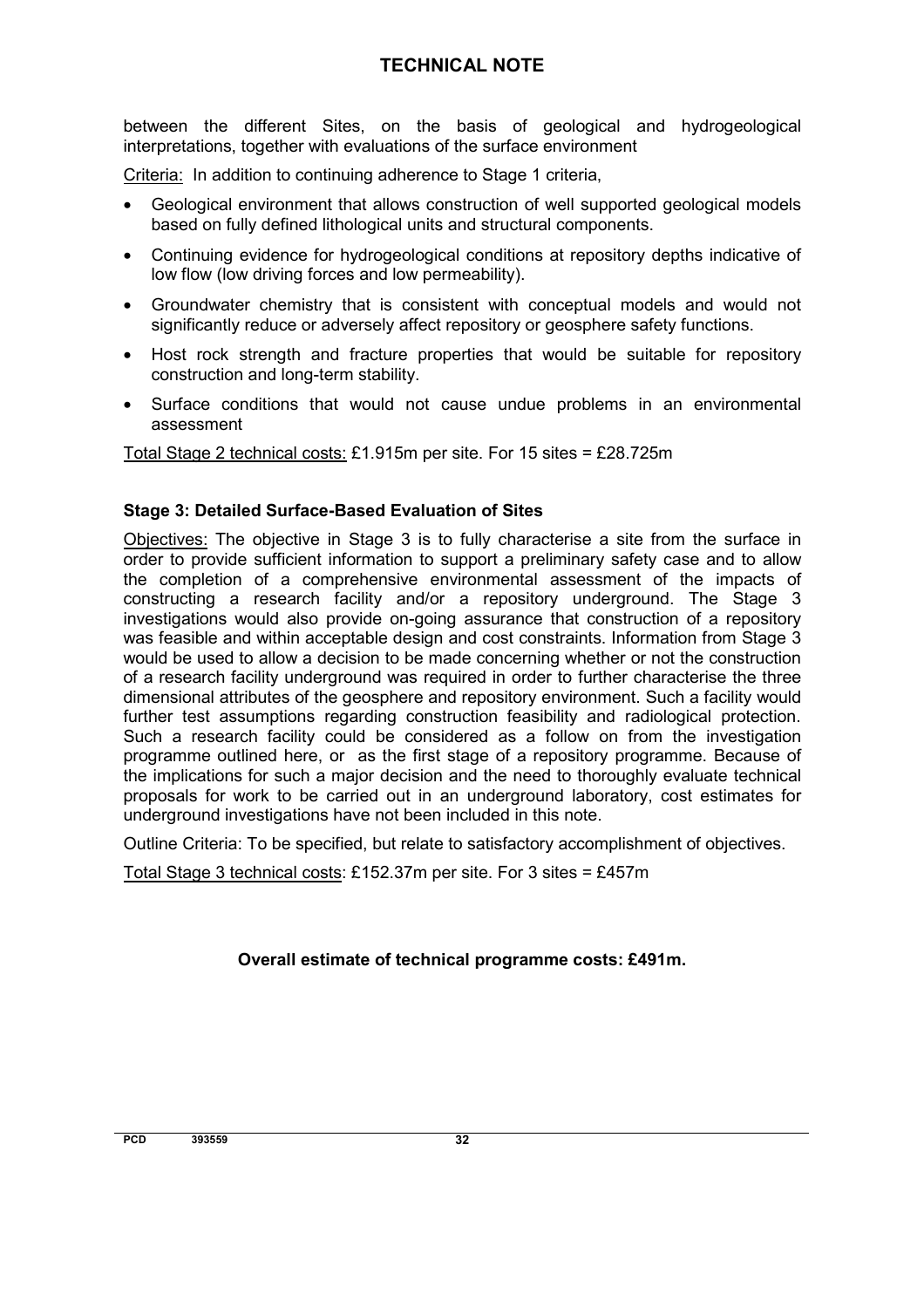between the different Sites, on the basis of geological and hydrogeological interpretations, together with evaluations of the surface environment

Criteria: In addition to continuing adherence to Stage 1 criteria,

- Geological environment that allows construction of well supported geological models based on fully defined lithological units and structural components.
- Continuing evidence for hydrogeological conditions at repository depths indicative of low flow (low driving forces and low permeability).
- Groundwater chemistry that is consistent with conceptual models and would not significantly reduce or adversely affect repository or geosphere safety functions.
- Host rock strength and fracture properties that would be suitable for repository construction and long-term stability.
- Surface conditions that would not cause undue problems in an environmental assessment

Total Stage 2 technical costs: £1.915m per site. For 15 sites = £28.725m

### Stage 3: Detailed Surface-Based Evaluation of Sites

Objectives: The objective in Stage 3 is to fully characterise a site from the surface in order to provide sufficient information to support a preliminary safety case and to allow the completion of a comprehensive environmental assessment of the impacts of constructing a research facility and/or a repository underground. The Stage 3 investigations would also provide on-going assurance that construction of a repository was feasible and within acceptable design and cost constraints. Information from Stage 3 would be used to allow a decision to be made concerning whether or not the construction of a research facility underground was required in order to further characterise the three dimensional attributes of the geosphere and repository environment. Such a facility would further test assumptions regarding construction feasibility and radiological protection. Such a research facility could be considered as a follow on from the investigation programme outlined here, or as the first stage of a repository programme. Because of the implications for such a major decision and the need to thoroughly evaluate technical proposals for work to be carried out in an underground laboratory, cost estimates for underground investigations have not been included in this note.

Outline Criteria: To be specified, but relate to satisfactory accomplishment of objectives.

Total Stage 3 technical costs: £152.37m per site. For 3 sites = £457m

**Overall estimate of technical programme costs: £491m.**